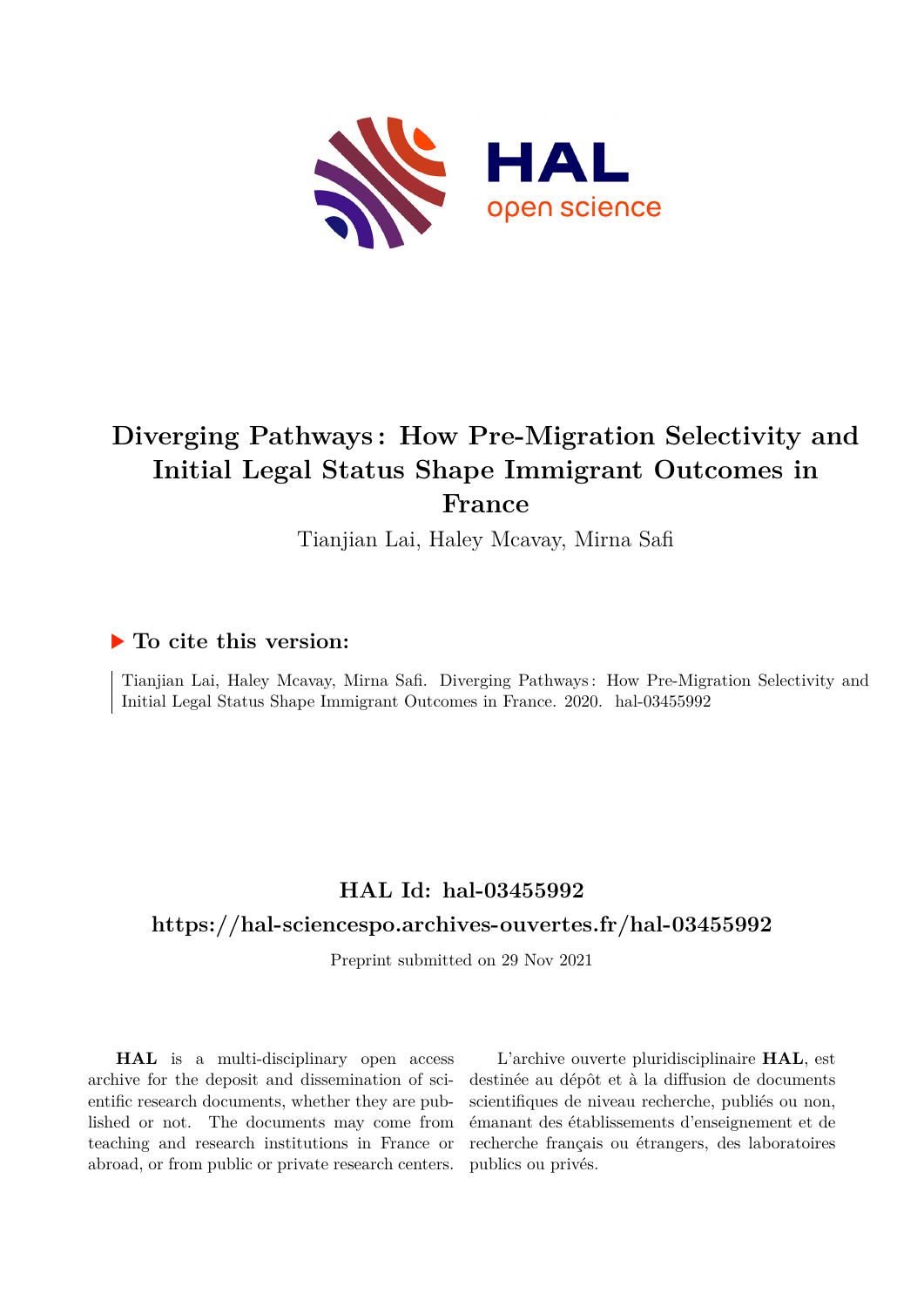# Diverging Pathways : How Pre-Migration Selectivity and Initial Legal Status Shape Immigrant Outcomes in France

Tianjian Lai, Haley Mcavay, Mirna Safi

## ▶ To cite this version:

Tianjian Lai, Haley Mcavay, Mirna Safi. Diverging Pathways : How Pre-Migration Selectivity and Initial Legal Status Shape Immigrant Outcomes in France. 2020. hal-03455992

## HAL Id: hal-03455992

## https://hal-sciencespo.archives-ouvertes.fr/hal-03455992

Preprint submitted on 29 Nov 2021

**HAL** is a multi-disciplinary open access archive for the deposit and dissemination of scientific research documents, whether they are published or not. The documents may come from teaching and research institutions in France or abroad, or from public or private research centers.

L'archive ouverte pluridisciplinaire **HAL**, est destinée au dépôt et à la diffusion de documents scientifiques de niveau recherche, publiés ou non, émanant des établissements d'enseignement et de recherche français ou étrangers, des laboratoires publics ou privés.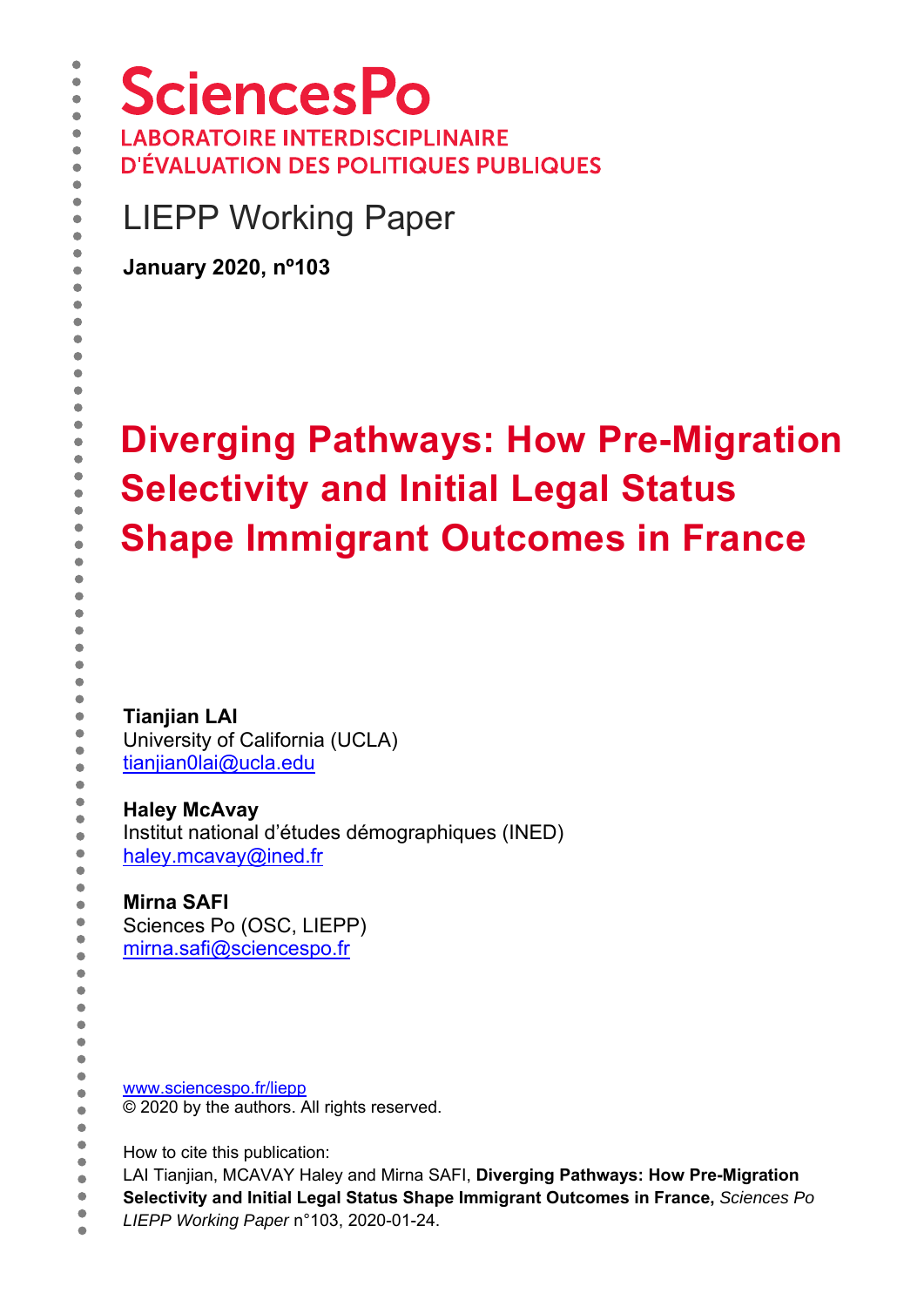SciencesPo

LABORATOIRE INTERDISCIPLINAIRE D'ÉVALUATION DES POLITIQUES PUBLIQUES

LIEPP Working Paper

**January 2020, nº103**

# Diverging Pathways: How Pre-Migration Selectivity and Initial Legal Status Shape Immigrant Outcomes in France

**Tianjian LAI**
University of California (UCLA)
tianjian0lai@ucla.edu

**Haley McAvay**
Institut national d'études démographiques (INED)
haley.mcavay@ined.fr

**Mirna SAFI**
Sciences Po (OSC, LIEPP)
mirna.safi@sciencespo.fr

www.sciencespo.fr/liepp
© 2020 by the authors. All rights reserved.

How to cite this publication:
LAI Tianjian, MCAVAY Haley and Mirna SAFI, **Diverging Pathways: How Pre-Migration Selectivity and Initial Legal Status Shape Immigrant Outcomes in France,** *Sciences Po LIEPP Working Paper* n°103, 2020-01-24.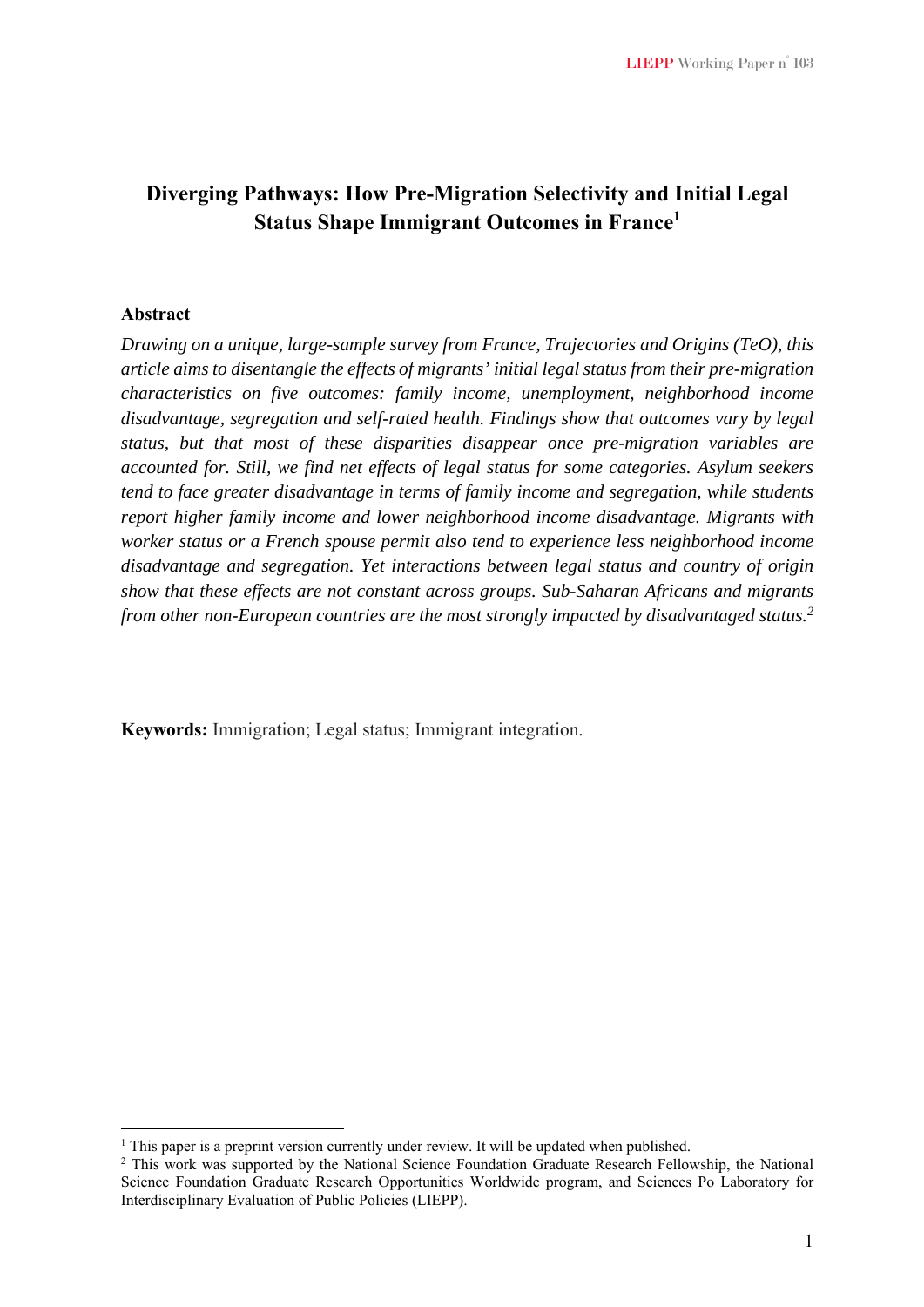# Diverging Pathways: How Pre-Migration Selectivity and Initial Legal Status Shape Immigrant Outcomes in France[1]

### Abstract

*Drawing on a unique, large-sample survey from France, Trajectories and Origins (TeO), this article aims to disentangle the effects of migrants' initial legal status from their pre-migration characteristics on five outcomes: family income, unemployment, neighborhood income disadvantage, segregation and self-rated health. Findings show that outcomes vary by legal status, but that most of these disparities disappear once pre-migration variables are accounted for. Still, we find net effects of legal status for some categories. Asylum seekers tend to face greater disadvantage in terms of family income and segregation, while students report higher family income and lower neighborhood income disadvantage. Migrants with worker status or a French spouse permit also tend to experience less neighborhood income disadvantage and segregation. Yet interactions between legal status and country of origin show that these effects are not constant across groups. Sub-Saharan Africans and migrants from other non-European countries are the most strongly impacted by disadvantaged status.*[2]

**Keywords:** Immigration; Legal status; Immigrant integration.

---

[1] This paper is a preprint version currently under review. It will be updated when published.

[2] This work was supported by the National Science Foundation Graduate Research Fellowship, the National Science Foundation Graduate Research Opportunities Worldwide program, and Sciences Po Laboratory for Interdisciplinary Evaluation of Public Policies (LIEPP).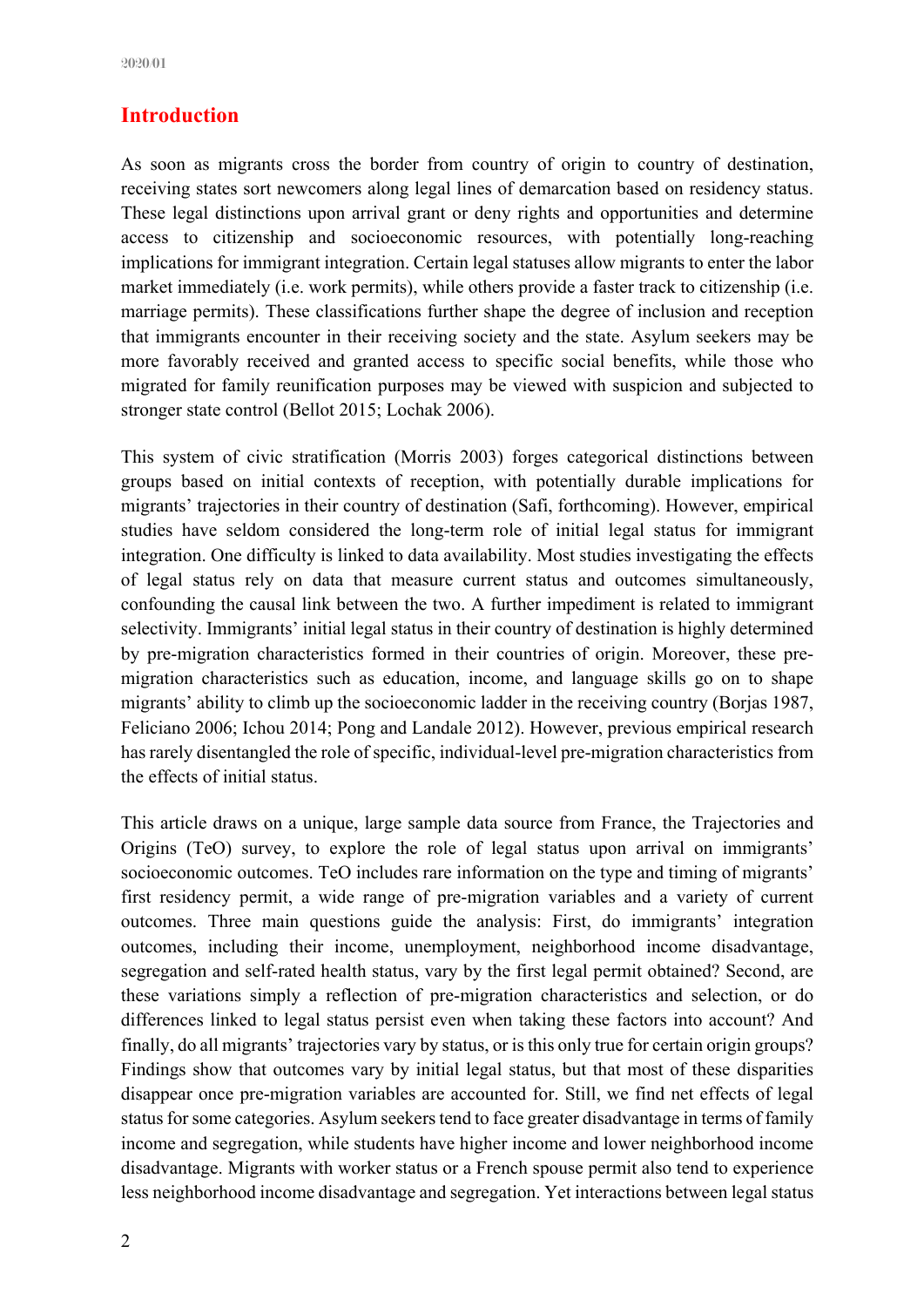## Introduction

As soon as migrants cross the border from country of origin to country of destination, receiving states sort newcomers along legal lines of demarcation based on residency status. These legal distinctions upon arrival grant or deny rights and opportunities and determine access to citizenship and socioeconomic resources, with potentially long-reaching implications for immigrant integration. Certain legal statuses allow migrants to enter the labor market immediately (i.e. work permits), while others provide a faster track to citizenship (i.e. marriage permits). These classifications further shape the degree of inclusion and reception that immigrants encounter in their receiving society and the state. Asylum seekers may be more favorably received and granted access to specific social benefits, while those who migrated for family reunification purposes may be viewed with suspicion and subjected to stronger state control (Bellot 2015; Lochak 2006).

This system of civic stratification (Morris 2003) forges categorical distinctions between groups based on initial contexts of reception, with potentially durable implications for migrants' trajectories in their country of destination (Safi, forthcoming). However, empirical studies have seldom considered the long-term role of initial legal status for immigrant integration. One difficulty is linked to data availability. Most studies investigating the effects of legal status rely on data that measure current status and outcomes simultaneously, confounding the causal link between the two. A further impediment is related to immigrant selectivity. Immigrants' initial legal status in their country of destination is highly determined by pre-migration characteristics formed in their countries of origin. Moreover, these pre-migration characteristics such as education, income, and language skills go on to shape migrants' ability to climb up the socioeconomic ladder in the receiving country (Borjas 1987, Feliciano 2006; Ichou 2014; Pong and Landale 2012). However, previous empirical research has rarely disentangled the role of specific, individual-level pre-migration characteristics from the effects of initial status.

This article draws on a unique, large sample data source from France, the Trajectories and Origins (TeO) survey, to explore the role of legal status upon arrival on immigrants' socioeconomic outcomes. TeO includes rare information on the type and timing of migrants' first residency permit, a wide range of pre-migration variables and a variety of current outcomes. Three main questions guide the analysis: First, do immigrants' integration outcomes, including their income, unemployment, neighborhood income disadvantage, segregation and self-rated health status, vary by the first legal permit obtained? Second, are these variations simply a reflection of pre-migration characteristics and selection, or do differences linked to legal status persist even when taking these factors into account? And finally, do all migrants' trajectories vary by status, or is this only true for certain origin groups? Findings show that outcomes vary by initial legal status, but that most of these disparities disappear once pre-migration variables are accounted for. Still, we find net effects of legal status for some categories. Asylum seekers tend to face greater disadvantage in terms of family income and segregation, while students have higher income and lower neighborhood income disadvantage. Migrants with worker status or a French spouse permit also tend to experience less neighborhood income disadvantage and segregation. Yet interactions between legal status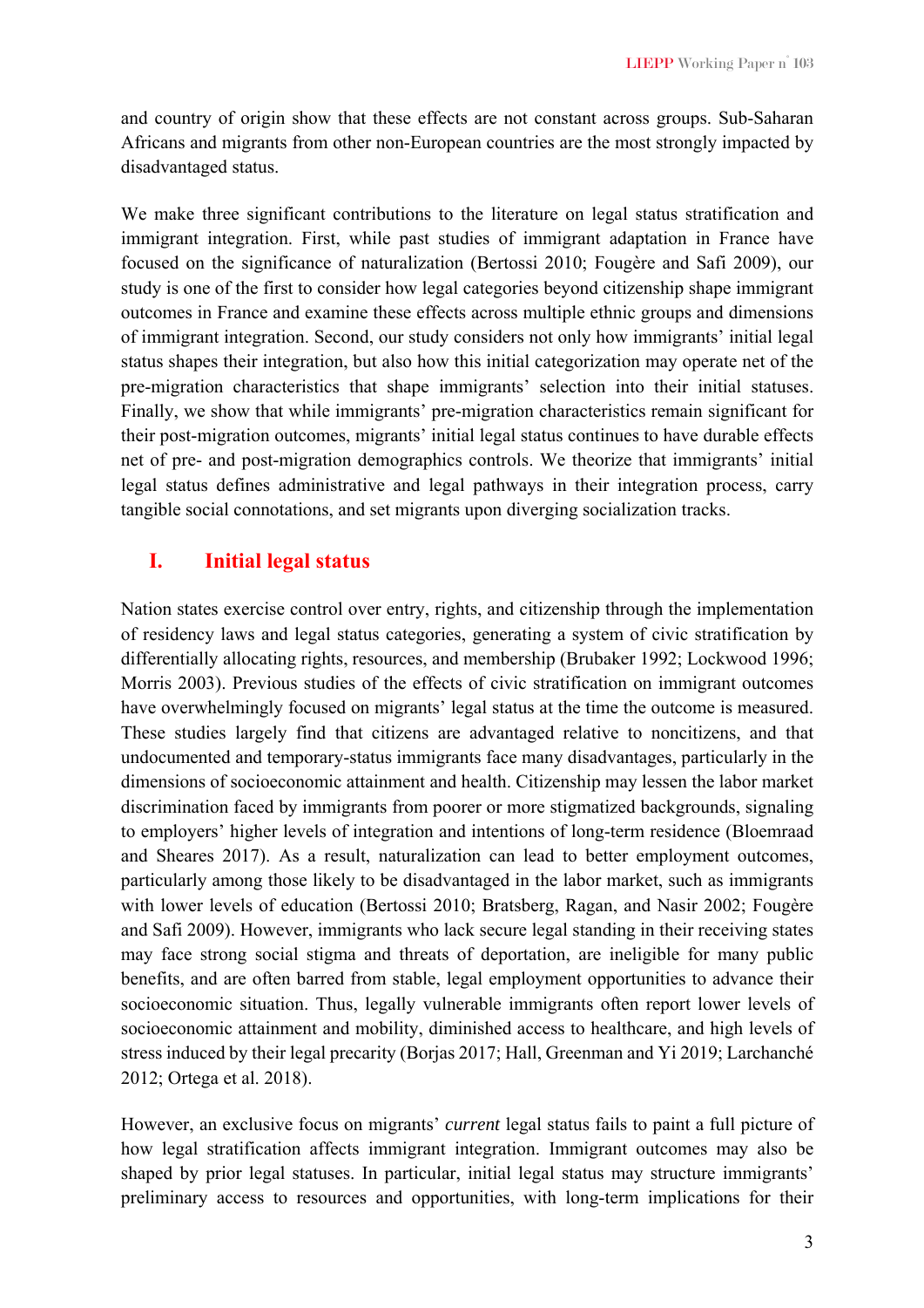and country of origin show that these effects are not constant across groups. Sub-Saharan Africans and migrants from other non-European countries are the most strongly impacted by disadvantaged status.

We make three significant contributions to the literature on legal status stratification and immigrant integration. First, while past studies of immigrant adaptation in France have focused on the significance of naturalization (Bertossi 2010; Fougère and Safi 2009), our study is one of the first to consider how legal categories beyond citizenship shape immigrant outcomes in France and examine these effects across multiple ethnic groups and dimensions of immigrant integration. Second, our study considers not only how immigrants' initial legal status shapes their integration, but also how this initial categorization may operate net of the pre-migration characteristics that shape immigrants' selection into their initial statuses. Finally, we show that while immigrants' pre-migration characteristics remain significant for their post-migration outcomes, migrants' initial legal status continues to have durable effects net of pre- and post-migration demographics controls. We theorize that immigrants' initial legal status defines administrative and legal pathways in their integration process, carry tangible social connotations, and set migrants upon diverging socialization tracks.

## I. Initial legal status

Nation states exercise control over entry, rights, and citizenship through the implementation of residency laws and legal status categories, generating a system of civic stratification by differentially allocating rights, resources, and membership (Brubaker 1992; Lockwood 1996; Morris 2003). Previous studies of the effects of civic stratification on immigrant outcomes have overwhelmingly focused on migrants' legal status at the time the outcome is measured. These studies largely find that citizens are advantaged relative to noncitizens, and that undocumented and temporary-status immigrants face many disadvantages, particularly in the dimensions of socioeconomic attainment and health. Citizenship may lessen the labor market discrimination faced by immigrants from poorer or more stigmatized backgrounds, signaling to employers' higher levels of integration and intentions of long-term residence (Bloemraad and Sheares 2017). As a result, naturalization can lead to better employment outcomes, particularly among those likely to be disadvantaged in the labor market, such as immigrants with lower levels of education (Bertossi 2010; Bratsberg, Ragan, and Nasir 2002; Fougère and Safi 2009). However, immigrants who lack secure legal standing in their receiving states may face strong social stigma and threats of deportation, are ineligible for many public benefits, and are often barred from stable, legal employment opportunities to advance their socioeconomic situation. Thus, legally vulnerable immigrants often report lower levels of socioeconomic attainment and mobility, diminished access to healthcare, and high levels of stress induced by their legal precarity (Borjas 2017; Hall, Greenman and Yi 2019; Larchanché 2012; Ortega et al. 2018).

However, an exclusive focus on migrants' *current* legal status fails to paint a full picture of how legal stratification affects immigrant integration. Immigrant outcomes may also be shaped by prior legal statuses. In particular, initial legal status may structure immigrants' preliminary access to resources and opportunities, with long-term implications for their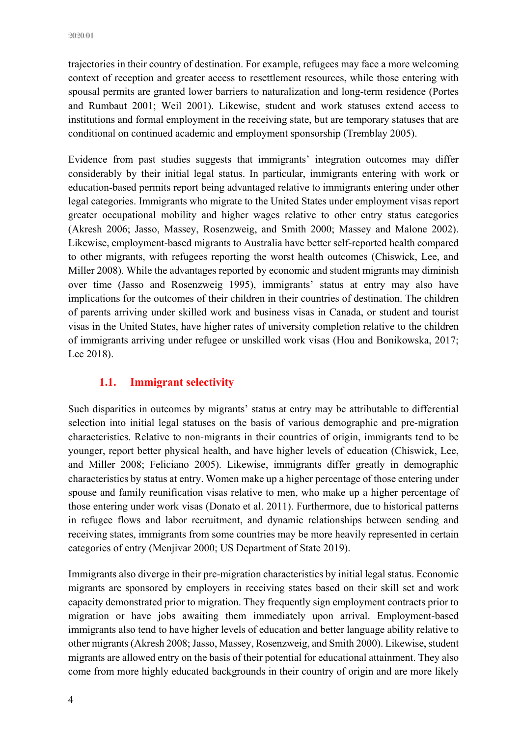trajectories in their country of destination. For example, refugees may face a more welcoming context of reception and greater access to resettlement resources, while those entering with spousal permits are granted lower barriers to naturalization and long-term residence (Portes and Rumbaut 2001; Weil 2001). Likewise, student and work statuses extend access to institutions and formal employment in the receiving state, but are temporary statuses that are conditional on continued academic and employment sponsorship (Tremblay 2005).

Evidence from past studies suggests that immigrants' integration outcomes may differ considerably by their initial legal status. In particular, immigrants entering with work or education-based permits report being advantaged relative to immigrants entering under other legal categories. Immigrants who migrate to the United States under employment visas report greater occupational mobility and higher wages relative to other entry status categories (Akresh 2006; Jasso, Massey, Rosenzweig, and Smith 2000; Massey and Malone 2002). Likewise, employment-based migrants to Australia have better self-reported health compared to other migrants, with refugees reporting the worst health outcomes (Chiswick, Lee, and Miller 2008). While the advantages reported by economic and student migrants may diminish over time (Jasso and Rosenzweig 1995), immigrants' status at entry may also have implications for the outcomes of their children in their countries of destination. The children of parents arriving under skilled work and business visas in Canada, or student and tourist visas in the United States, have higher rates of university completion relative to the children of immigrants arriving under refugee or unskilled work visas (Hou and Bonikowska, 2017; Lee 2018).

## 1.1. Immigrant selectivity

Such disparities in outcomes by migrants' status at entry may be attributable to differential selection into initial legal statuses on the basis of various demographic and pre-migration characteristics. Relative to non-migrants in their countries of origin, immigrants tend to be younger, report better physical health, and have higher levels of education (Chiswick, Lee, and Miller 2008; Feliciano 2005). Likewise, immigrants differ greatly in demographic characteristics by status at entry. Women make up a higher percentage of those entering under spouse and family reunification visas relative to men, who make up a higher percentage of those entering under work visas (Donato et al. 2011). Furthermore, due to historical patterns in refugee flows and labor recruitment, and dynamic relationships between sending and receiving states, immigrants from some countries may be more heavily represented in certain categories of entry (Menjivar 2000; US Department of State 2019).

Immigrants also diverge in their pre-migration characteristics by initial legal status. Economic migrants are sponsored by employers in receiving states based on their skill set and work capacity demonstrated prior to migration. They frequently sign employment contracts prior to migration or have jobs awaiting them immediately upon arrival. Employment-based immigrants also tend to have higher levels of education and better language ability relative to other migrants (Akresh 2008; Jasso, Massey, Rosenzweig, and Smith 2000). Likewise, student migrants are allowed entry on the basis of their potential for educational attainment. They also come from more highly educated backgrounds in their country of origin and are more likely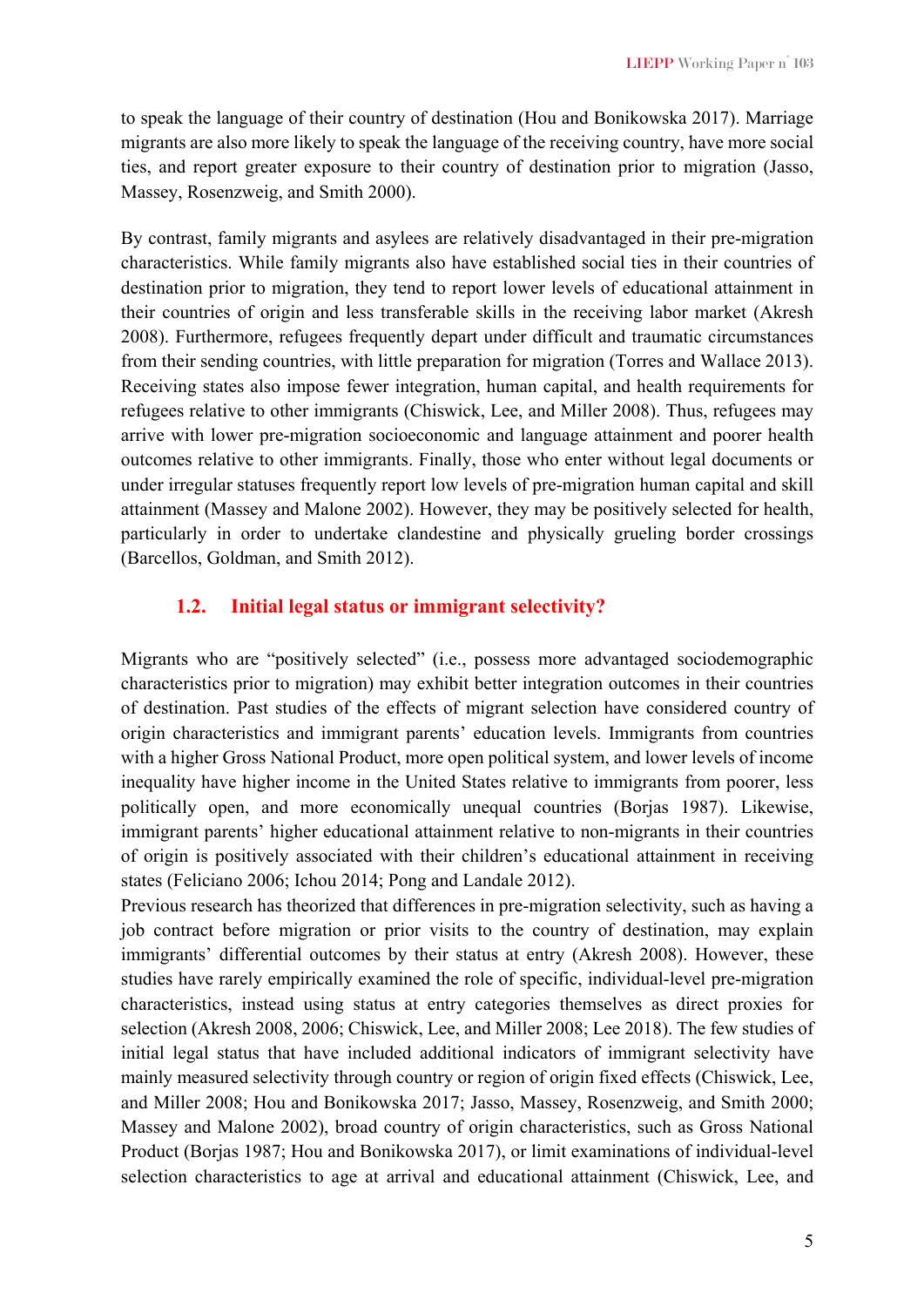to speak the language of their country of destination (Hou and Bonikowska 2017). Marriage migrants are also more likely to speak the language of the receiving country, have more social ties, and report greater exposure to their country of destination prior to migration (Jasso, Massey, Rosenzweig, and Smith 2000).

By contrast, family migrants and asylees are relatively disadvantaged in their pre-migration characteristics. While family migrants also have established social ties in their countries of destination prior to migration, they tend to report lower levels of educational attainment in their countries of origin and less transferable skills in the receiving labor market (Akresh 2008). Furthermore, refugees frequently depart under difficult and traumatic circumstances from their sending countries, with little preparation for migration (Torres and Wallace 2013). Receiving states also impose fewer integration, human capital, and health requirements for refugees relative to other immigrants (Chiswick, Lee, and Miller 2008). Thus, refugees may arrive with lower pre-migration socioeconomic and language attainment and poorer health outcomes relative to other immigrants. Finally, those who enter without legal documents or under irregular statuses frequently report low levels of pre-migration human capital and skill attainment (Massey and Malone 2002). However, they may be positively selected for health, particularly in order to undertake clandestine and physically grueling border crossings (Barcellos, Goldman, and Smith 2012).

### 1.2. Initial legal status or immigrant selectivity?

Migrants who are "positively selected" (i.e., possess more advantaged sociodemographic characteristics prior to migration) may exhibit better integration outcomes in their countries of destination. Past studies of the effects of migrant selection have considered country of origin characteristics and immigrant parents' education levels. Immigrants from countries with a higher Gross National Product, more open political system, and lower levels of income inequality have higher income in the United States relative to immigrants from poorer, less politically open, and more economically unequal countries (Borjas 1987). Likewise, immigrant parents' higher educational attainment relative to non-migrants in their countries of origin is positively associated with their children's educational attainment in receiving states (Feliciano 2006; Ichou 2014; Pong and Landale 2012).

Previous research has theorized that differences in pre-migration selectivity, such as having a job contract before migration or prior visits to the country of destination, may explain immigrants' differential outcomes by their status at entry (Akresh 2008). However, these studies have rarely empirically examined the role of specific, individual-level pre-migration characteristics, instead using status at entry categories themselves as direct proxies for selection (Akresh 2008, 2006; Chiswick, Lee, and Miller 2008; Lee 2018). The few studies of initial legal status that have included additional indicators of immigrant selectivity have mainly measured selectivity through country or region of origin fixed effects (Chiswick, Lee, and Miller 2008; Hou and Bonikowska 2017; Jasso, Massey, Rosenzweig, and Smith 2000; Massey and Malone 2002), broad country of origin characteristics, such as Gross National Product (Borjas 1987; Hou and Bonikowska 2017), or limit examinations of individual-level selection characteristics to age at arrival and educational attainment (Chiswick, Lee, and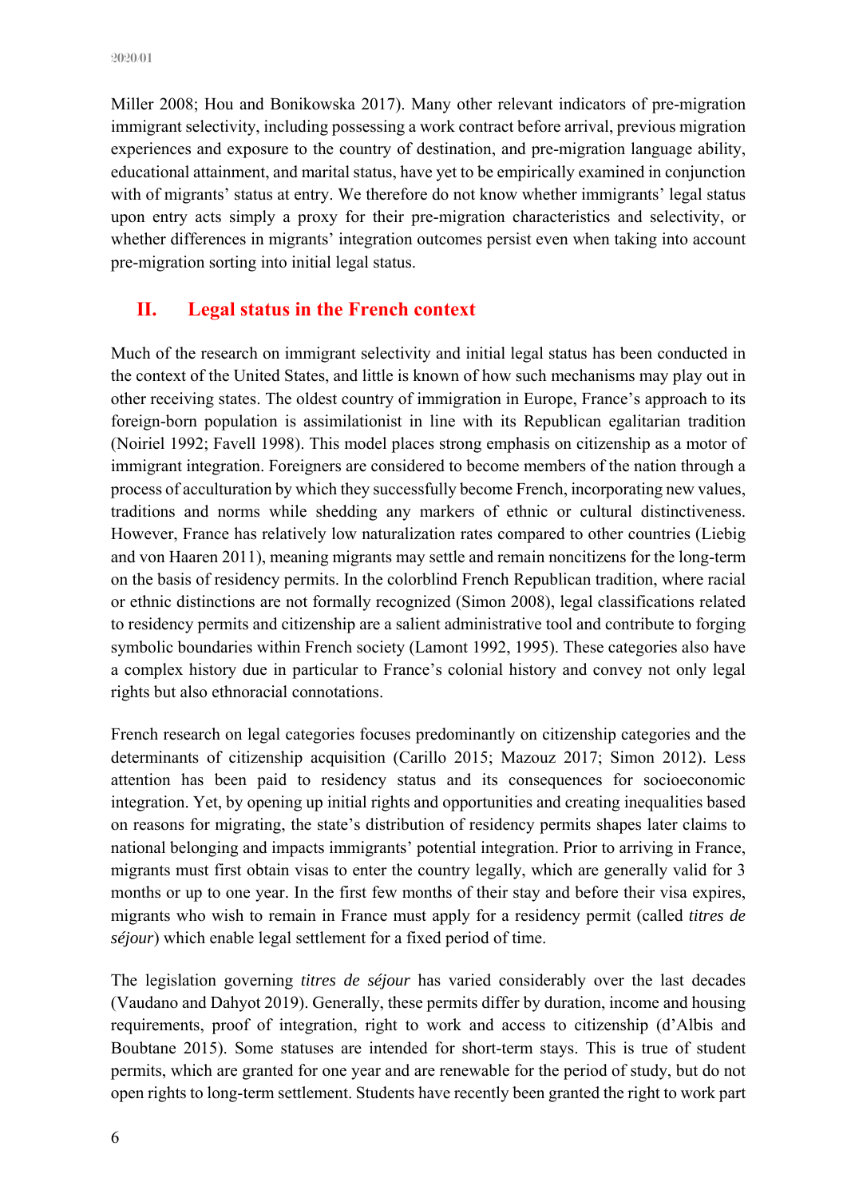Miller 2008; Hou and Bonikowska 2017). Many other relevant indicators of pre-migration immigrant selectivity, including possessing a work contract before arrival, previous migration experiences and exposure to the country of destination, and pre-migration language ability, educational attainment, and marital status, have yet to be empirically examined in conjunction with of migrants' status at entry. We therefore do not know whether immigrants' legal status upon entry acts simply a proxy for their pre-migration characteristics and selectivity, or whether differences in migrants' integration outcomes persist even when taking into account pre-migration sorting into initial legal status.

## II. Legal status in the French context

Much of the research on immigrant selectivity and initial legal status has been conducted in the context of the United States, and little is known of how such mechanisms may play out in other receiving states. The oldest country of immigration in Europe, France's approach to its foreign-born population is assimilationist in line with its Republican egalitarian tradition (Noiriel 1992; Favell 1998). This model places strong emphasis on citizenship as a motor of immigrant integration. Foreigners are considered to become members of the nation through a process of acculturation by which they successfully become French, incorporating new values, traditions and norms while shedding any markers of ethnic or cultural distinctiveness. However, France has relatively low naturalization rates compared to other countries (Liebig and von Haaren 2011), meaning migrants may settle and remain noncitizens for the long-term on the basis of residency permits. In the colorblind French Republican tradition, where racial or ethnic distinctions are not formally recognized (Simon 2008), legal classifications related to residency permits and citizenship are a salient administrative tool and contribute to forging symbolic boundaries within French society (Lamont 1992, 1995). These categories also have a complex history due in particular to France's colonial history and convey not only legal rights but also ethnoracial connotations.

French research on legal categories focuses predominantly on citizenship categories and the determinants of citizenship acquisition (Carillo 2015; Mazouz 2017; Simon 2012). Less attention has been paid to residency status and its consequences for socioeconomic integration. Yet, by opening up initial rights and opportunities and creating inequalities based on reasons for migrating, the state's distribution of residency permits shapes later claims to national belonging and impacts immigrants' potential integration. Prior to arriving in France, migrants must first obtain visas to enter the country legally, which are generally valid for 3 months or up to one year. In the first few months of their stay and before their visa expires, migrants who wish to remain in France must apply for a residency permit (called *titres de séjour*) which enable legal settlement for a fixed period of time.

The legislation governing *titres de séjour* has varied considerably over the last decades (Vaudano and Dahyot 2019). Generally, these permits differ by duration, income and housing requirements, proof of integration, right to work and access to citizenship (d'Albis and Boubtane 2015). Some statuses are intended for short-term stays. This is true of student permits, which are granted for one year and are renewable for the period of study, but do not open rights to long-term settlement. Students have recently been granted the right to work part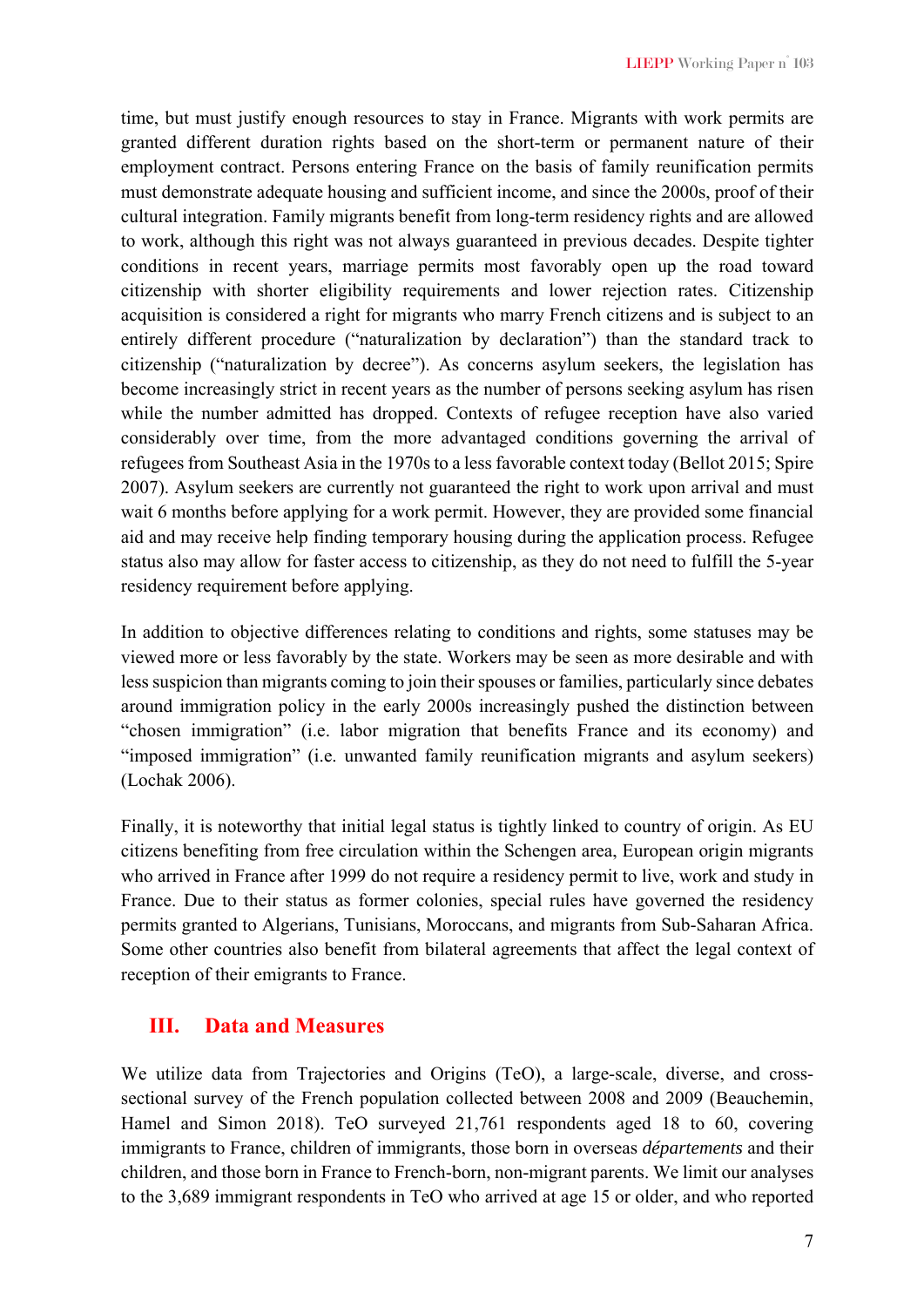time, but must justify enough resources to stay in France. Migrants with work permits are granted different duration rights based on the short-term or permanent nature of their employment contract. Persons entering France on the basis of family reunification permits must demonstrate adequate housing and sufficient income, and since the 2000s, proof of their cultural integration. Family migrants benefit from long-term residency rights and are allowed to work, although this right was not always guaranteed in previous decades. Despite tighter conditions in recent years, marriage permits most favorably open up the road toward citizenship with shorter eligibility requirements and lower rejection rates. Citizenship acquisition is considered a right for migrants who marry French citizens and is subject to an entirely different procedure ("naturalization by declaration") than the standard track to citizenship ("naturalization by decree"). As concerns asylum seekers, the legislation has become increasingly strict in recent years as the number of persons seeking asylum has risen while the number admitted has dropped. Contexts of refugee reception have also varied considerably over time, from the more advantaged conditions governing the arrival of refugees from Southeast Asia in the 1970s to a less favorable context today (Bellot 2015; Spire 2007). Asylum seekers are currently not guaranteed the right to work upon arrival and must wait 6 months before applying for a work permit. However, they are provided some financial aid and may receive help finding temporary housing during the application process. Refugee status also may allow for faster access to citizenship, as they do not need to fulfill the 5-year residency requirement before applying.

In addition to objective differences relating to conditions and rights, some statuses may be viewed more or less favorably by the state. Workers may be seen as more desirable and with less suspicion than migrants coming to join their spouses or families, particularly since debates around immigration policy in the early 2000s increasingly pushed the distinction between "chosen immigration" (i.e. labor migration that benefits France and its economy) and "imposed immigration" (i.e. unwanted family reunification migrants and asylum seekers) (Lochak 2006).

Finally, it is noteworthy that initial legal status is tightly linked to country of origin. As EU citizens benefiting from free circulation within the Schengen area, European origin migrants who arrived in France after 1999 do not require a residency permit to live, work and study in France. Due to their status as former colonies, special rules have governed the residency permits granted to Algerians, Tunisians, Moroccans, and migrants from Sub-Saharan Africa. Some other countries also benefit from bilateral agreements that affect the legal context of reception of their emigrants to France.

## III. Data and Measures

We utilize data from Trajectories and Origins (TeO), a large-scale, diverse, and cross-sectional survey of the French population collected between 2008 and 2009 (Beauchemin, Hamel and Simon 2018). TeO surveyed 21,761 respondents aged 18 to 60, covering immigrants to France, children of immigrants, those born in overseas *départements* and their children, and those born in France to French-born, non-migrant parents. We limit our analyses to the 3,689 immigrant respondents in TeO who arrived at age 15 or older, and who reported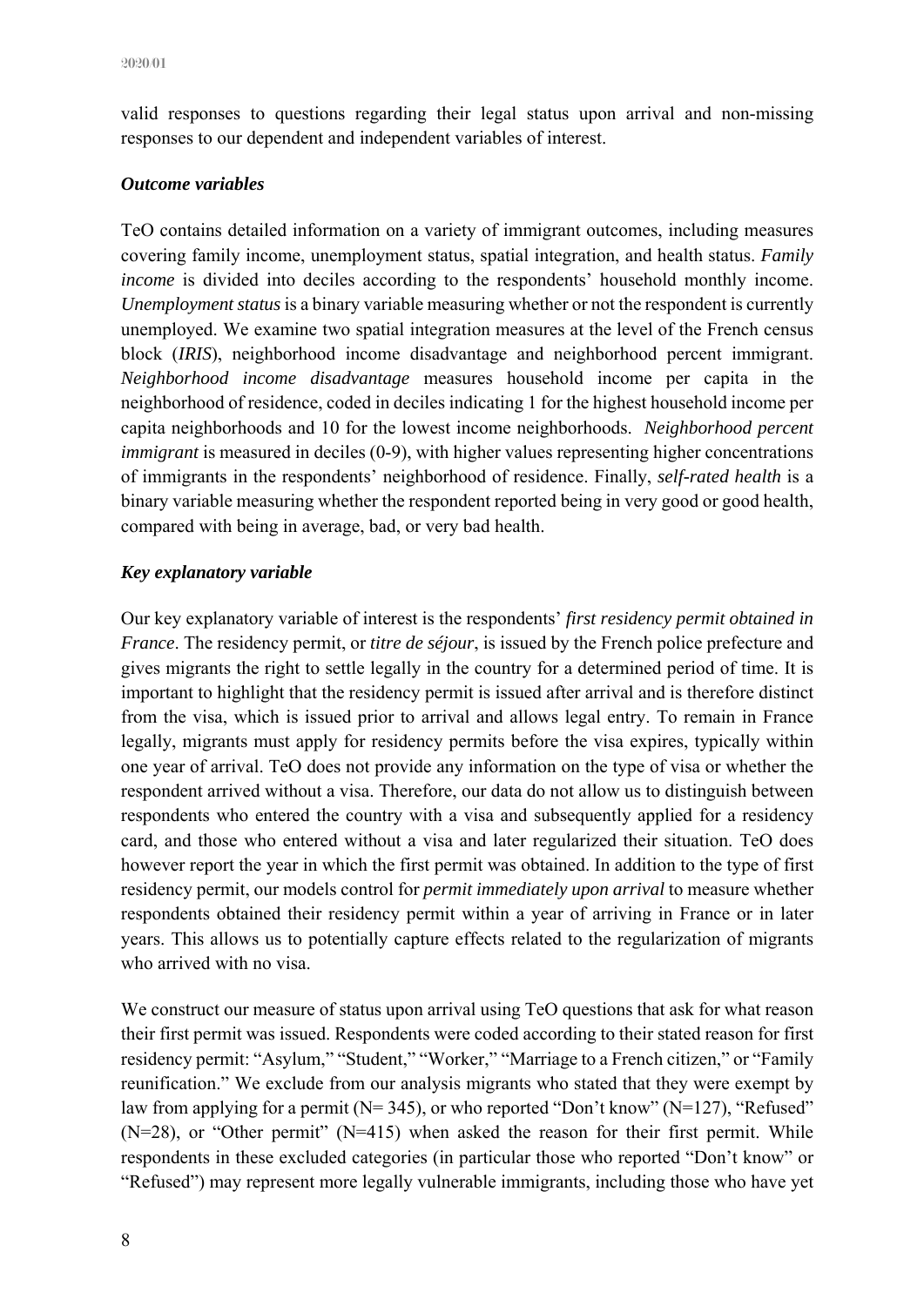valid responses to questions regarding their legal status upon arrival and non-missing responses to our dependent and independent variables of interest.

### *Outcome variables*

TeO contains detailed information on a variety of immigrant outcomes, including measures covering family income, unemployment status, spatial integration, and health status. *Family income* is divided into deciles according to the respondents' household monthly income. *Unemployment status* is a binary variable measuring whether or not the respondent is currently unemployed. We examine two spatial integration measures at the level of the French census block (*IRIS*), neighborhood income disadvantage and neighborhood percent immigrant. *Neighborhood income disadvantage* measures household income per capita in the neighborhood of residence, coded in deciles indicating 1 for the highest household income per capita neighborhoods and 10 for the lowest income neighborhoods. *Neighborhood percent immigrant* is measured in deciles (0-9), with higher values representing higher concentrations of immigrants in the respondents' neighborhood of residence. Finally, *self-rated health* is a binary variable measuring whether the respondent reported being in very good or good health, compared with being in average, bad, or very bad health.

### *Key explanatory variable*

Our key explanatory variable of interest is the respondents' *first residency permit obtained in France*. The residency permit, or *titre de séjour*, is issued by the French police prefecture and gives migrants the right to settle legally in the country for a determined period of time. It is important to highlight that the residency permit is issued after arrival and is therefore distinct from the visa, which is issued prior to arrival and allows legal entry. To remain in France legally, migrants must apply for residency permits before the visa expires, typically within one year of arrival. TeO does not provide any information on the type of visa or whether the respondent arrived without a visa. Therefore, our data do not allow us to distinguish between respondents who entered the country with a visa and subsequently applied for a residency card, and those who entered without a visa and later regularized their situation. TeO does however report the year in which the first permit was obtained. In addition to the type of first residency permit, our models control for *permit immediately upon arrival* to measure whether respondents obtained their residency permit within a year of arriving in France or in later years. This allows us to potentially capture effects related to the regularization of migrants who arrived with no visa.

We construct our measure of status upon arrival using TeO questions that ask for what reason their first permit was issued. Respondents were coded according to their stated reason for first residency permit: "Asylum," "Student," "Worker," "Marriage to a French citizen," or "Family reunification." We exclude from our analysis migrants who stated that they were exempt by law from applying for a permit (N= 345), or who reported "Don't know" (N=127), "Refused" (N=28), or "Other permit" (N=415) when asked the reason for their first permit. While respondents in these excluded categories (in particular those who reported "Don't know" or "Refused") may represent more legally vulnerable immigrants, including those who have yet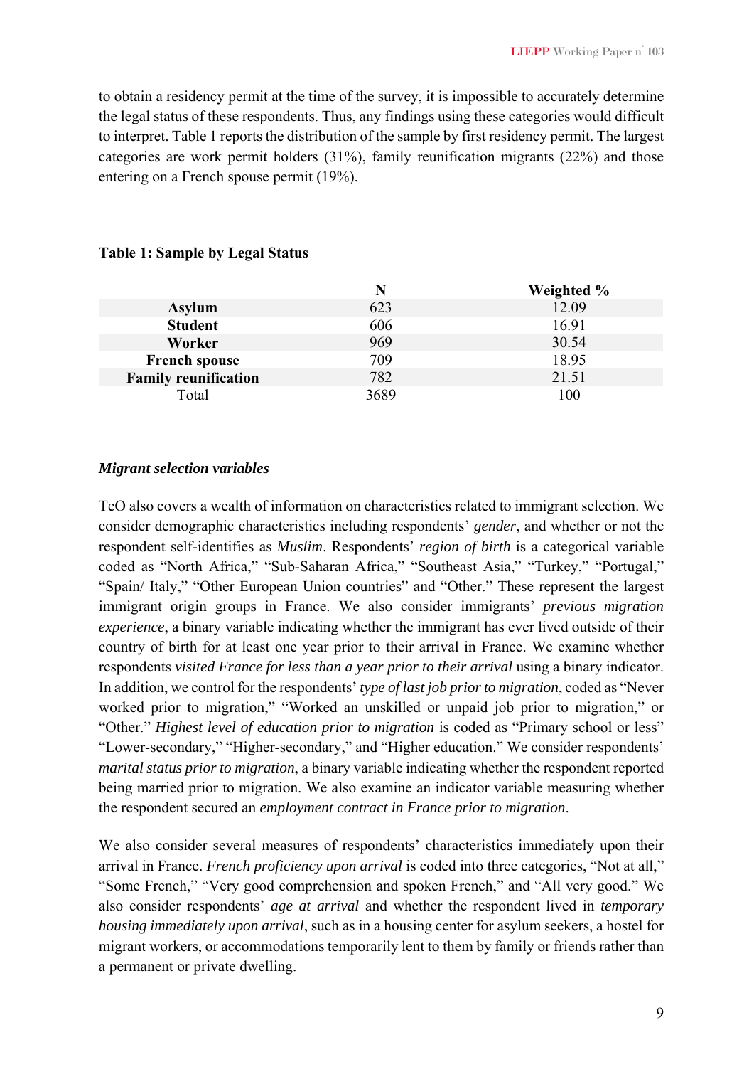to obtain a residency permit at the time of the survey, it is impossible to accurately determine the legal status of these respondents. Thus, any findings using these categories would difficult to interpret. Table 1 reports the distribution of the sample by first residency permit. The largest categories are work permit holders (31%), family reunification migrants (22%) and those entering on a French spouse permit (19%).

**Table 1: Sample by Legal Status**

| | N | Weighted % |
|---|---|---|
| **Asylum** | 623 | 12.09 |
| **Student** | 606 | 16.91 |
| **Worker** | 969 | 30.54 |
| **French spouse** | 709 | 18.95 |
| **Family reunification** | 782 | 21.51 |
| Total | 3689 | 100 |

### *Migrant selection variables*

TeO also covers a wealth of information on characteristics related to immigrant selection. We consider demographic characteristics including respondents' *gender*, and whether or not the respondent self-identifies as *Muslim*. Respondents' *region of birth* is a categorical variable coded as "North Africa," "Sub-Saharan Africa," "Southeast Asia," "Turkey," "Portugal," "Spain/ Italy," "Other European Union countries" and "Other." These represent the largest immigrant origin groups in France. We also consider immigrants' *previous migration experience*, a binary variable indicating whether the immigrant has ever lived outside of their country of birth for at least one year prior to their arrival in France. We examine whether respondents *visited France for less than a year prior to their arrival* using a binary indicator. In addition, we control for the respondents' *type of last job prior to migration*, coded as "Never worked prior to migration," "Worked an unskilled or unpaid job prior to migration," or "Other." *Highest level of education prior to migration* is coded as "Primary school or less" "Lower-secondary," "Higher-secondary," and "Higher education." We consider respondents' *marital status prior to migration*, a binary variable indicating whether the respondent reported being married prior to migration. We also examine an indicator variable measuring whether the respondent secured an *employment contract in France prior to migration*.

We also consider several measures of respondents' characteristics immediately upon their arrival in France. *French proficiency upon arrival* is coded into three categories, "Not at all," "Some French," "Very good comprehension and spoken French," and "All very good." We also consider respondents' *age at arrival* and whether the respondent lived in *temporary housing immediately upon arrival*, such as in a housing center for asylum seekers, a hostel for migrant workers, or accommodations temporarily lent to them by family or friends rather than a permanent or private dwelling.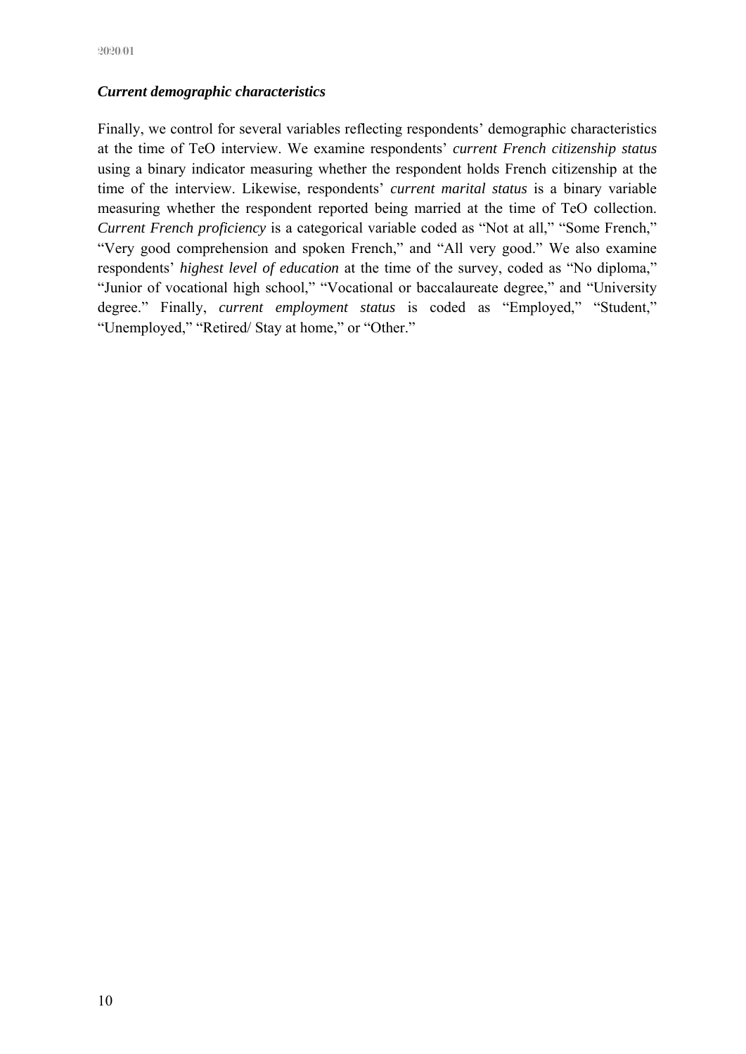### *Current demographic characteristics*

Finally, we control for several variables reflecting respondents' demographic characteristics at the time of TeO interview. We examine respondents' *current French citizenship status* using a binary indicator measuring whether the respondent holds French citizenship at the time of the interview. Likewise, respondents' *current marital status* is a binary variable measuring whether the respondent reported being married at the time of TeO collection. *Current French proficiency* is a categorical variable coded as "Not at all," "Some French," "Very good comprehension and spoken French," and "All very good." We also examine respondents' *highest level of education* at the time of the survey, coded as "No diploma," "Junior of vocational high school," "Vocational or baccalaureate degree," and "University degree." Finally, *current employment status* is coded as "Employed," "Student," "Unemployed," "Retired/ Stay at home," or "Other."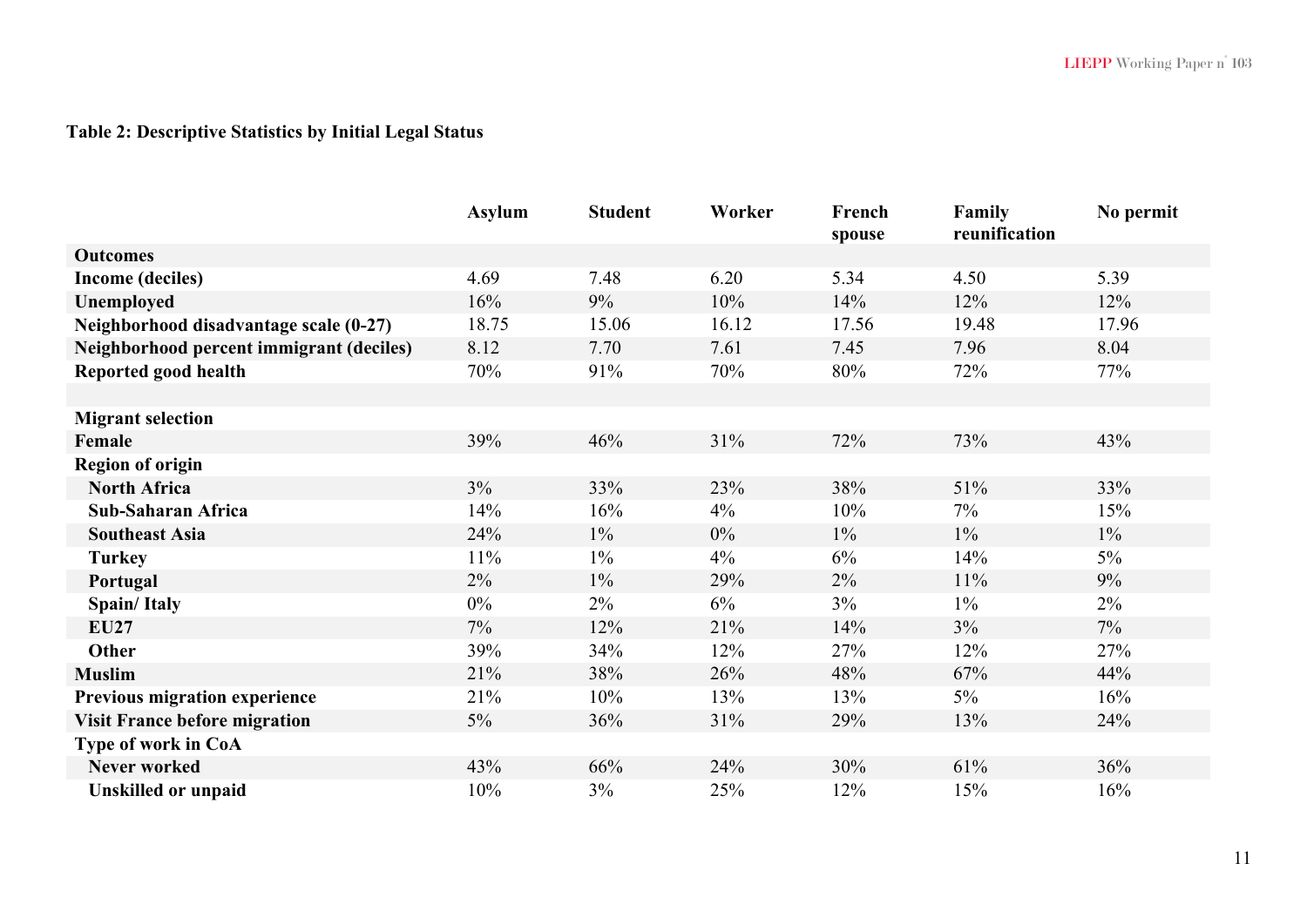**Table 2: Descriptive Statistics by Initial Legal Status**

| | Asylum | Student | Worker | French spouse | Family reunification | No permit |
|---|---|---|---|---|---|---|
| **Outcomes** | | | | | | |
| **Income (deciles)** | 4.69 | 7.48 | 6.20 | 5.34 | 4.50 | 5.39 |
| **Unemployed** | 16% | 9% | 10% | 14% | 12% | 12% |
| **Neighborhood disadvantage scale (0-27)** | 18.75 | 15.06 | 16.12 | 17.56 | 19.48 | 17.96 |
| **Neighborhood percent immigrant (deciles)** | 8.12 | 7.70 | 7.61 | 7.45 | 7.96 | 8.04 |
| **Reported good health** | 70% | 91% | 70% | 80% | 72% | 77% |
| | | | | | | |
| **Migrant selection** | | | | | | |
| **Female** | 39% | 46% | 31% | 72% | 73% | 43% |
| **Region of origin** | | | | | | |
| **North Africa** | 3% | 33% | 23% | 38% | 51% | 33% |
| **Sub-Saharan Africa** | 14% | 16% | 4% | 10% | 7% | 15% |
| **Southeast Asia** | 24% | 1% | 0% | 1% | 1% | 1% |
| **Turkey** | 11% | 1% | 4% | 6% | 14% | 5% |
| **Portugal** | 2% | 1% | 29% | 2% | 11% | 9% |
| **Spain/ Italy** | 0% | 2% | 6% | 3% | 1% | 2% |
| **EU27** | 7% | 12% | 21% | 14% | 3% | 7% |
| **Other** | 39% | 34% | 12% | 27% | 12% | 27% |
| **Muslim** | 21% | 38% | 26% | 48% | 67% | 44% |
| **Previous migration experience** | 21% | 10% | 13% | 13% | 5% | 16% |
| **Visit France before migration** | 5% | 36% | 31% | 29% | 13% | 24% |
| **Type of work in CoA** | | | | | | |
| **Never worked** | 43% | 66% | 24% | 30% | 61% | 36% |
| **Unskilled or unpaid** | 10% | 3% | 25% | 12% | 15% | 16% |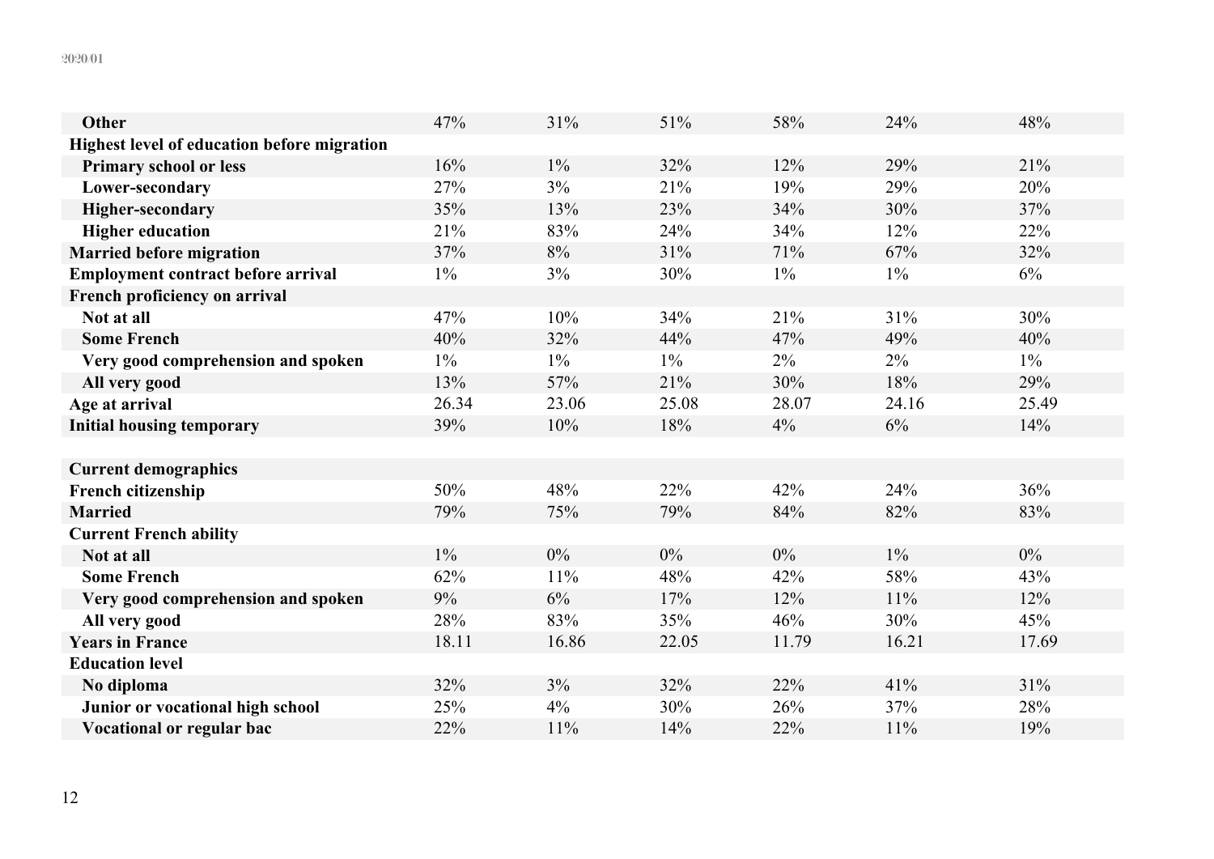| | | | | | | |
|---|---|---|---|---|---|---|
| **Other** | 47% | 31% | 51% | 58% | 24% | 48% |
| **Highest level of education before migration** | | | | | | |
| **Primary school or less** | 16% | 1% | 32% | 12% | 29% | 21% |
| **Lower-secondary** | 27% | 3% | 21% | 19% | 29% | 20% |
| **Higher-secondary** | 35% | 13% | 23% | 34% | 30% | 37% |
| **Higher education** | 21% | 83% | 24% | 34% | 12% | 22% |
| **Married before migration** | 37% | 8% | 31% | 71% | 67% | 32% |
| **Employment contract before arrival** | 1% | 3% | 30% | 1% | 1% | 6% |
| **French proficiency on arrival** | | | | | | |
| **Not at all** | 47% | 10% | 34% | 21% | 31% | 30% |
| **Some French** | 40% | 32% | 44% | 47% | 49% | 40% |
| **Very good comprehension and spoken** | 1% | 1% | 1% | 2% | 2% | 1% |
| **All very good** | 13% | 57% | 21% | 30% | 18% | 29% |
| **Age at arrival** | 26.34 | 23.06 | 25.08 | 28.07 | 24.16 | 25.49 |
| **Initial housing temporary** | 39% | 10% | 18% | 4% | 6% | 14% |
| | | | | | | |
| **Current demographics** | | | | | | |
| **French citizenship** | 50% | 48% | 22% | 42% | 24% | 36% |
| **Married** | 79% | 75% | 79% | 84% | 82% | 83% |
| **Current French ability** | | | | | | |
| **Not at all** | 1% | 0% | 0% | 0% | 1% | 0% |
| **Some French** | 62% | 11% | 48% | 42% | 58% | 43% |
| **Very good comprehension and spoken** | 9% | 6% | 17% | 12% | 11% | 12% |
| **All very good** | 28% | 83% | 35% | 46% | 30% | 45% |
| **Years in France** | 18.11 | 16.86 | 22.05 | 11.79 | 16.21 | 17.69 |
| **Education level** | | | | | | |
| **No diploma** | 32% | 3% | 32% | 22% | 41% | 31% |
| **Junior or vocational high school** | 25% | 4% | 30% | 26% | 37% | 28% |
| **Vocational or regular bac** | 22% | 11% | 14% | 22% | 11% | 19% |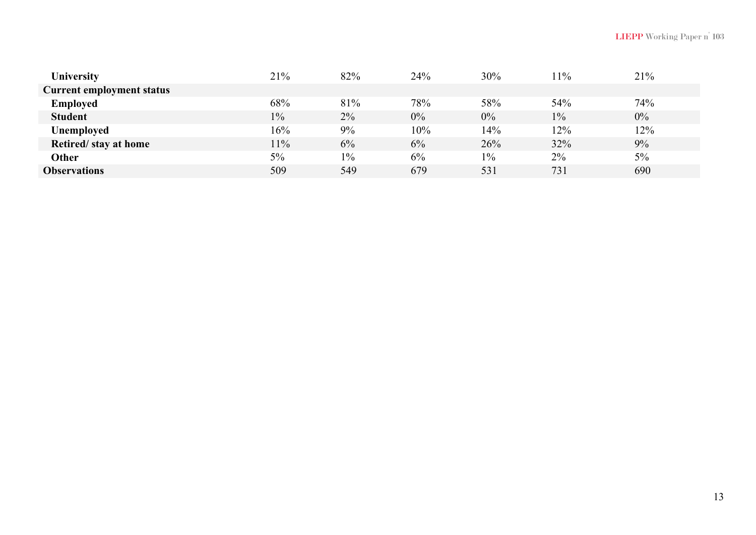| | | | | | | |
|---|---|---|---|---|---|---|
| **University** | 21% | 82% | 24% | 30% | 11% | 21% |
| **Current employment status** | | | | | | |
| **Employed** | 68% | 81% | 78% | 58% | 54% | 74% |
| **Student** | 1% | 2% | 0% | 0% | 1% | 0% |
| **Unemployed** | 16% | 9% | 10% | 14% | 12% | 12% |
| **Retired/ stay at home** | 11% | 6% | 6% | 26% | 32% | 9% |
| **Other** | 5% | 1% | 6% | 1% | 2% | 5% |
| **Observations** | 509 | 549 | 679 | 531 | 731 | 690 |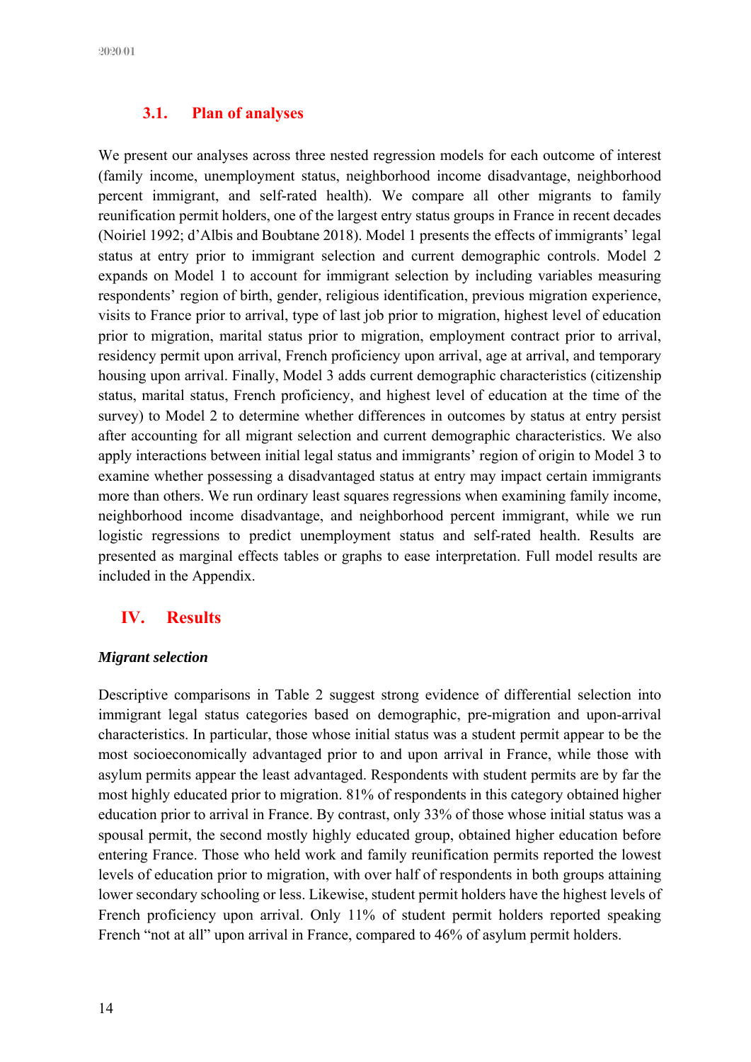### 3.1. Plan of analyses

We present our analyses across three nested regression models for each outcome of interest (family income, unemployment status, neighborhood income disadvantage, neighborhood percent immigrant, and self-rated health). We compare all other migrants to family reunification permit holders, one of the largest entry status groups in France in recent decades (Noiriel 1992; d'Albis and Boubtane 2018). Model 1 presents the effects of immigrants' legal status at entry prior to immigrant selection and current demographic controls. Model 2 expands on Model 1 to account for immigrant selection by including variables measuring respondents' region of birth, gender, religious identification, previous migration experience, visits to France prior to arrival, type of last job prior to migration, highest level of education prior to migration, marital status prior to migration, employment contract prior to arrival, residency permit upon arrival, French proficiency upon arrival, age at arrival, and temporary housing upon arrival. Finally, Model 3 adds current demographic characteristics (citizenship status, marital status, French proficiency, and highest level of education at the time of the survey) to Model 2 to determine whether differences in outcomes by status at entry persist after accounting for all migrant selection and current demographic characteristics. We also apply interactions between initial legal status and immigrants' region of origin to Model 3 to examine whether possessing a disadvantaged status at entry may impact certain immigrants more than others. We run ordinary least squares regressions when examining family income, neighborhood income disadvantage, and neighborhood percent immigrant, while we run logistic regressions to predict unemployment status and self-rated health. Results are presented as marginal effects tables or graphs to ease interpretation. Full model results are included in the Appendix.

## IV. Results

***Migrant selection***

Descriptive comparisons in Table 2 suggest strong evidence of differential selection into immigrant legal status categories based on demographic, pre-migration and upon-arrival characteristics. In particular, those whose initial status was a student permit appear to be the most socioeconomically advantaged prior to and upon arrival in France, while those with asylum permits appear the least advantaged. Respondents with student permits are by far the most highly educated prior to migration. 81% of respondents in this category obtained higher education prior to arrival in France. By contrast, only 33% of those whose initial status was a spousal permit, the second mostly highly educated group, obtained higher education before entering France. Those who held work and family reunification permits reported the lowest levels of education prior to migration, with over half of respondents in both groups attaining lower secondary schooling or less. Likewise, student permit holders have the highest levels of French proficiency upon arrival. Only 11% of student permit holders reported speaking French "not at all" upon arrival in France, compared to 46% of asylum permit holders.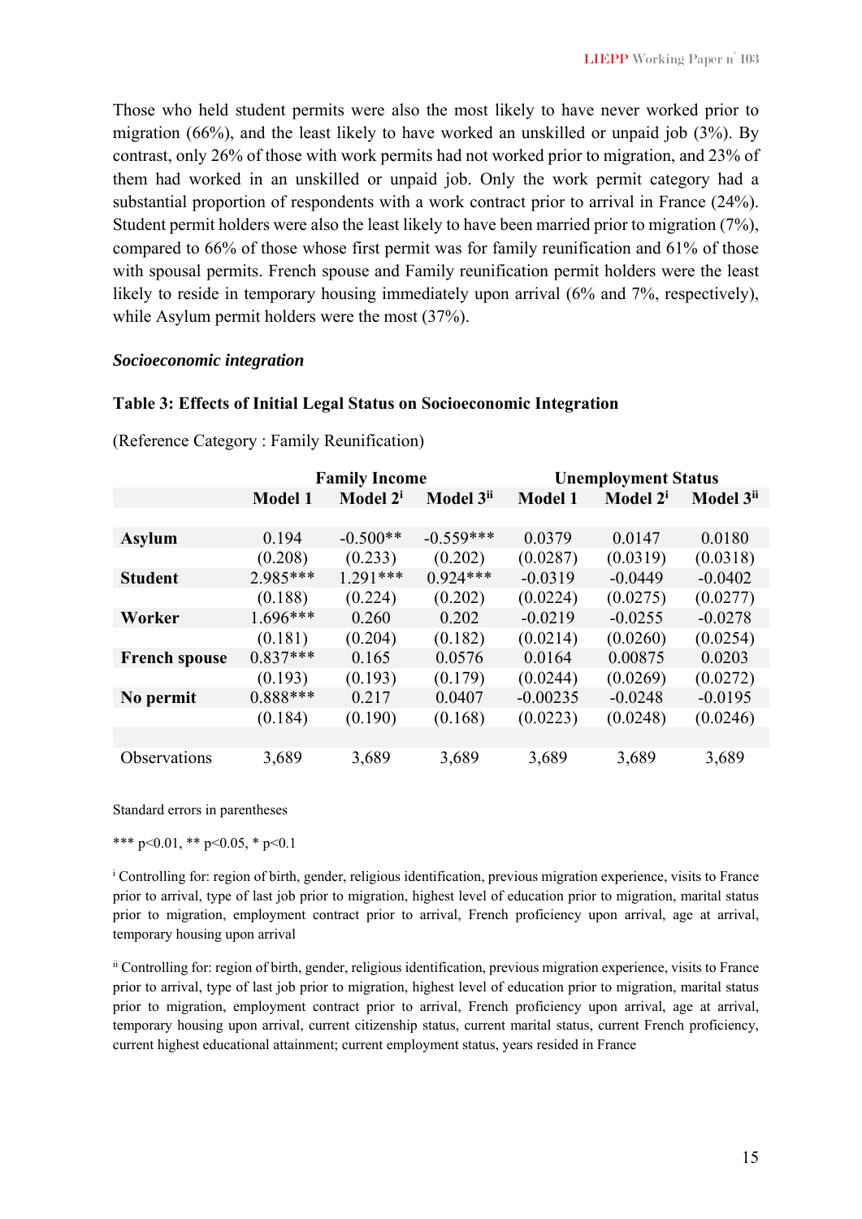Those who held student permits were also the most likely to have never worked prior to migration (66%), and the least likely to have worked an unskilled or unpaid job (3%). By contrast, only 26% of those with work permits had not worked prior to migration, and 23% of them had worked in an unskilled or unpaid job. Only the work permit category had a substantial proportion of respondents with a work contract prior to arrival in France (24%). Student permit holders were also the least likely to have been married prior to migration (7%), compared to 66% of those whose first permit was for family reunification and 61% of those with spousal permits. French spouse and Family reunification permit holders were the least likely to reside in temporary housing immediately upon arrival (6% and 7%, respectively), while Asylum permit holders were the most (37%).

***Socioeconomic integration***

**Table 3: Effects of Initial Legal Status on Socioeconomic Integration**

(Reference Category : Family Reunification)

| | Family Income | | | Unemployment Status | | |
|---|---|---|---|---|---|---|
| | **Model 1** | **Model 2[i]** | **Model 3[ii]** | **Model 1** | **Model 2[i]** | **Model 3[ii]** |
| **Asylum** | 0.194 | -0.500** | -0.559*** | 0.0379 | 0.0147 | 0.0180 |
| | (0.208) | (0.233) | (0.202) | (0.0287) | (0.0319) | (0.0318) |
| **Student** | 2.985*** | 1.291*** | 0.924*** | -0.0319 | -0.0449 | -0.0402 |
| | (0.188) | (0.224) | (0.202) | (0.0224) | (0.0275) | (0.0277) |
| **Worker** | 1.696*** | 0.260 | 0.202 | -0.0219 | -0.0255 | -0.0278 |
| | (0.181) | (0.204) | (0.182) | (0.0214) | (0.0260) | (0.0254) |
| **French spouse** | 0.837*** | 0.165 | 0.0576 | 0.0164 | 0.00875 | 0.0203 |
| | (0.193) | (0.193) | (0.179) | (0.0244) | (0.0269) | (0.0272) |
| **No permit** | 0.888*** | 0.217 | 0.0407 | -0.00235 | -0.0248 | -0.0195 |
| | (0.184) | (0.190) | (0.168) | (0.0223) | (0.0248) | (0.0246) |
| Observations | 3,689 | 3,689 | 3,689 | 3,689 | 3,689 | 3,689 |

Standard errors in parentheses

*** p<0.01, ** p<0.05, * p<0.1

[i] Controlling for: region of birth, gender, religious identification, previous migration experience, visits to France prior to arrival, type of last job prior to migration, highest level of education prior to migration, marital status prior to migration, employment contract prior to arrival, French proficiency upon arrival, age at arrival, temporary housing upon arrival

[ii] Controlling for: region of birth, gender, religious identification, previous migration experience, visits to France prior to arrival, type of last job prior to migration, highest level of education prior to migration, marital status prior to migration, employment contract prior to arrival, French proficiency upon arrival, age at arrival, temporary housing upon arrival, current citizenship status, current marital status, current French proficiency, current highest educational attainment; current employment status, years resided in France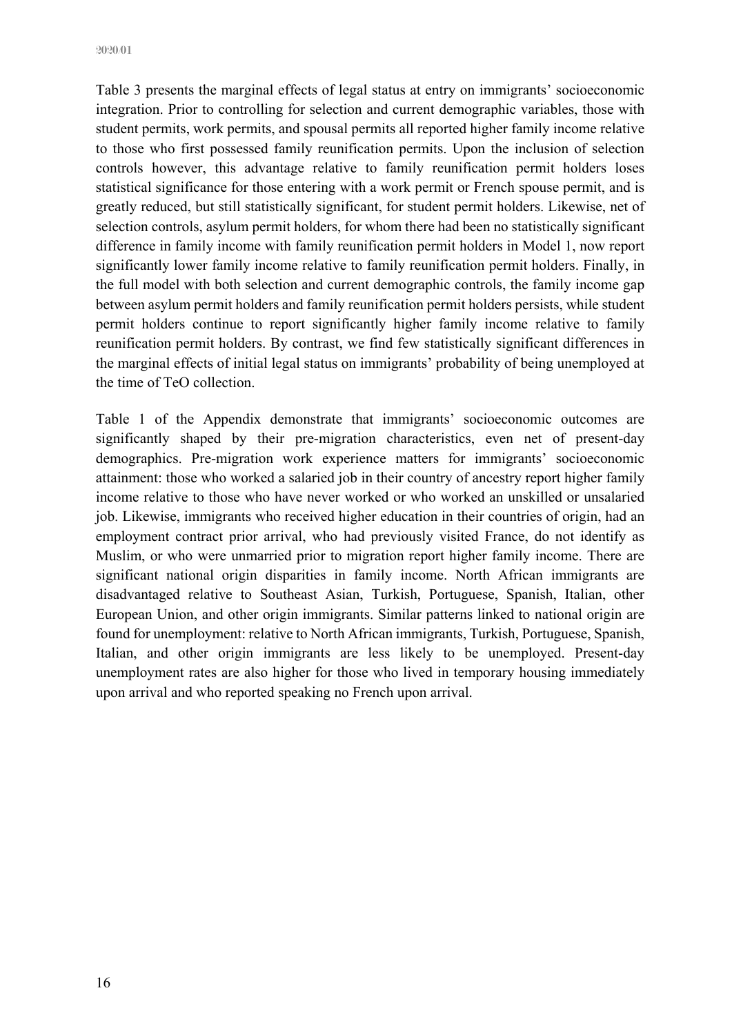Table 3 presents the marginal effects of legal status at entry on immigrants' socioeconomic integration. Prior to controlling for selection and current demographic variables, those with student permits, work permits, and spousal permits all reported higher family income relative to those who first possessed family reunification permits. Upon the inclusion of selection controls however, this advantage relative to family reunification permit holders loses statistical significance for those entering with a work permit or French spouse permit, and is greatly reduced, but still statistically significant, for student permit holders. Likewise, net of selection controls, asylum permit holders, for whom there had been no statistically significant difference in family income with family reunification permit holders in Model 1, now report significantly lower family income relative to family reunification permit holders. Finally, in the full model with both selection and current demographic controls, the family income gap between asylum permit holders and family reunification permit holders persists, while student permit holders continue to report significantly higher family income relative to family reunification permit holders. By contrast, we find few statistically significant differences in the marginal effects of initial legal status on immigrants' probability of being unemployed at the time of TeO collection.

Table 1 of the Appendix demonstrate that immigrants' socioeconomic outcomes are significantly shaped by their pre-migration characteristics, even net of present-day demographics. Pre-migration work experience matters for immigrants' socioeconomic attainment: those who worked a salaried job in their country of ancestry report higher family income relative to those who have never worked or who worked an unskilled or unsalaried job. Likewise, immigrants who received higher education in their countries of origin, had an employment contract prior arrival, who had previously visited France, do not identify as Muslim, or who were unmarried prior to migration report higher family income. There are significant national origin disparities in family income. North African immigrants are disadvantaged relative to Southeast Asian, Turkish, Portuguese, Spanish, Italian, other European Union, and other origin immigrants. Similar patterns linked to national origin are found for unemployment: relative to North African immigrants, Turkish, Portuguese, Spanish, Italian, and other origin immigrants are less likely to be unemployed. Present-day unemployment rates are also higher for those who lived in temporary housing immediately upon arrival and who reported speaking no French upon arrival.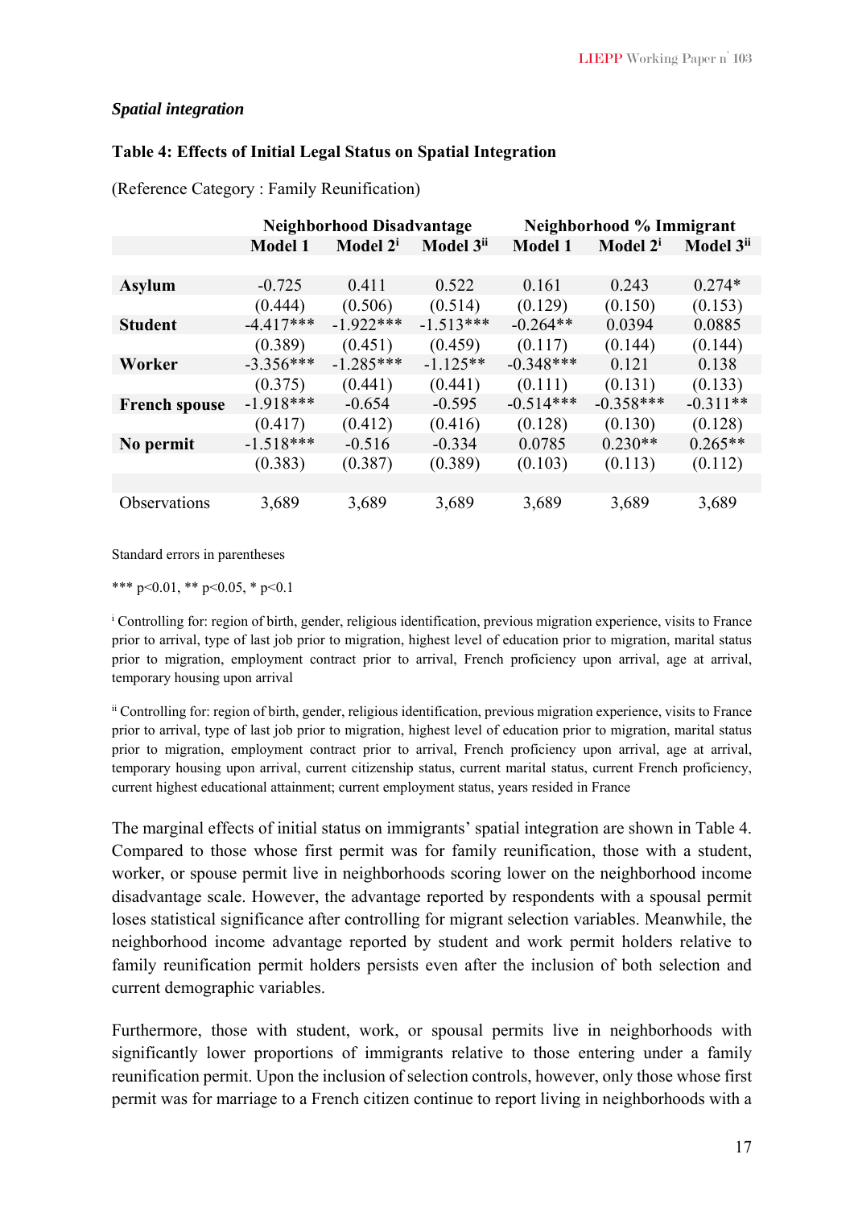### *Spatial integration*

**Table 4: Effects of Initial Legal Status on Spatial Integration**

(Reference Category : Family Reunification)

| | Neighborhood Disadvantage | | | Neighborhood % Immigrant | | |
|---|---|---|---|---|---|---|
| | **Model 1** | **Model 2[i]** | **Model 3[ii]** | **Model 1** | **Model 2[i]** | **Model 3[ii]** |
| **Asylum** | -0.725 | 0.411 | 0.522 | 0.161 | 0.243 | 0.274* |
| | (0.444) | (0.506) | (0.514) | (0.129) | (0.150) | (0.153) |
| **Student** | -4.417*** | -1.922*** | -1.513*** | -0.264** | 0.0394 | 0.0885 |
| | (0.389) | (0.451) | (0.459) | (0.117) | (0.144) | (0.144) |
| **Worker** | -3.356*** | -1.285*** | -1.125** | -0.348*** | 0.121 | 0.138 |
| | (0.375) | (0.441) | (0.441) | (0.111) | (0.131) | (0.133) |
| **French spouse** | -1.918*** | -0.654 | -0.595 | -0.514*** | -0.358*** | -0.311** |
| | (0.417) | (0.412) | (0.416) | (0.128) | (0.130) | (0.128) |
| **No permit** | -1.518*** | -0.516 | -0.334 | 0.0785 | 0.230** | 0.265** |
| | (0.383) | (0.387) | (0.389) | (0.103) | (0.113) | (0.112) |
| Observations | 3,689 | 3,689 | 3,689 | 3,689 | 3,689 | 3,689 |

Standard errors in parentheses

*** p<0.01, ** p<0.05, * p<0.1

[i] Controlling for: region of birth, gender, religious identification, previous migration experience, visits to France prior to arrival, type of last job prior to migration, highest level of education prior to migration, marital status prior to migration, employment contract prior to arrival, French proficiency upon arrival, age at arrival, temporary housing upon arrival

[ii] Controlling for: region of birth, gender, religious identification, previous migration experience, visits to France prior to arrival, type of last job prior to migration, highest level of education prior to migration, marital status prior to migration, employment contract prior to arrival, French proficiency upon arrival, age at arrival, temporary housing upon arrival, current citizenship status, current marital status, current French proficiency, current highest educational attainment; current employment status, years resided in France

The marginal effects of initial status on immigrants' spatial integration are shown in Table 4. Compared to those whose first permit was for family reunification, those with a student, worker, or spouse permit live in neighborhoods scoring lower on the neighborhood income disadvantage scale. However, the advantage reported by respondents with a spousal permit loses statistical significance after controlling for migrant selection variables. Meanwhile, the neighborhood income advantage reported by student and work permit holders relative to family reunification permit holders persists even after the inclusion of both selection and current demographic variables.

Furthermore, those with student, work, or spousal permits live in neighborhoods with significantly lower proportions of immigrants relative to those entering under a family reunification permit. Upon the inclusion of selection controls, however, only those whose first permit was for marriage to a French citizen continue to report living in neighborhoods with a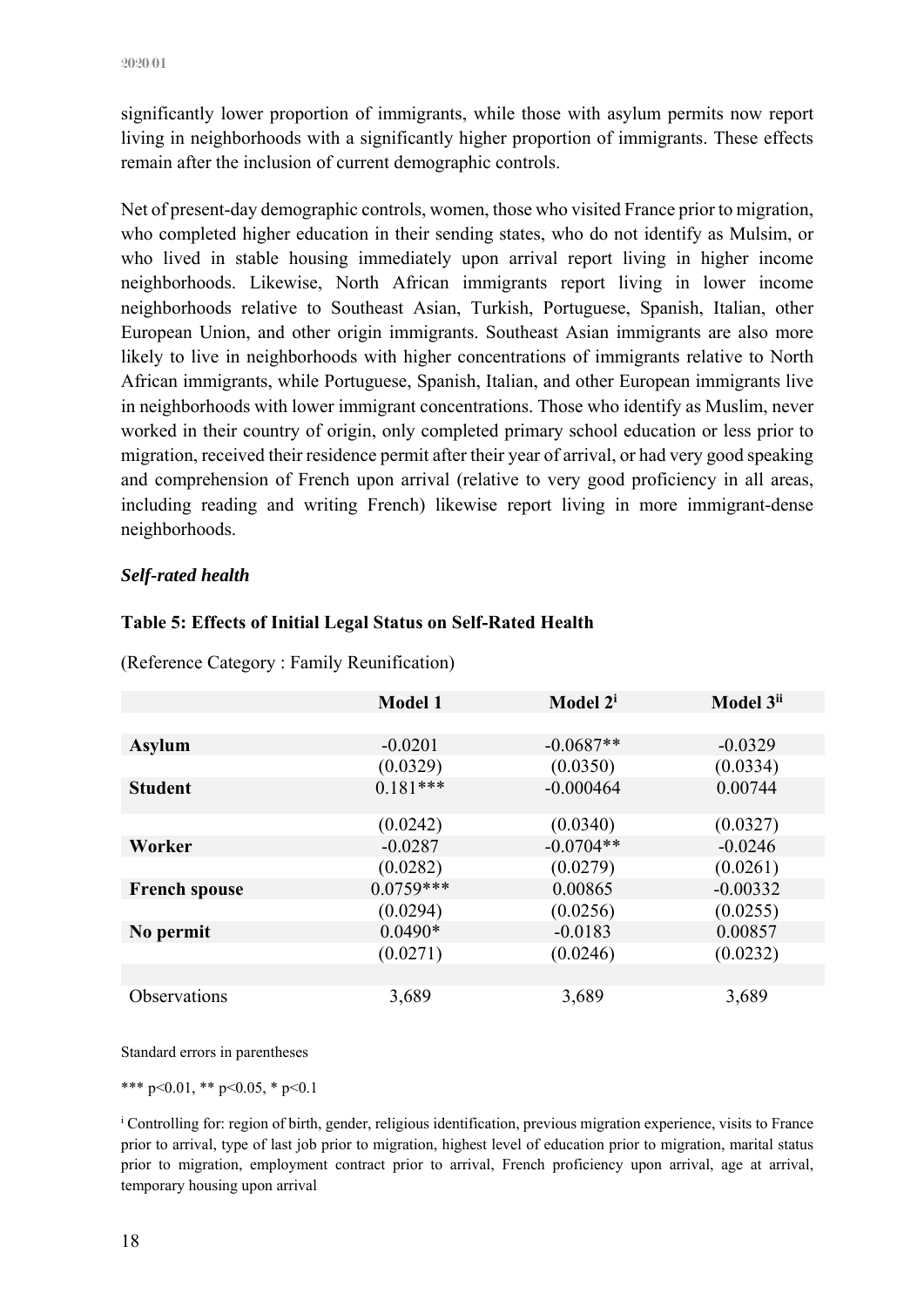significantly lower proportion of immigrants, while those with asylum permits now report living in neighborhoods with a significantly higher proportion of immigrants. These effects remain after the inclusion of current demographic controls.

Net of present-day demographic controls, women, those who visited France prior to migration, who completed higher education in their sending states, who do not identify as Mulsim, or who lived in stable housing immediately upon arrival report living in higher income neighborhoods. Likewise, North African immigrants report living in lower income neighborhoods relative to Southeast Asian, Turkish, Portuguese, Spanish, Italian, other European Union, and other origin immigrants. Southeast Asian immigrants are also more likely to live in neighborhoods with higher concentrations of immigrants relative to North African immigrants, while Portuguese, Spanish, Italian, and other European immigrants live in neighborhoods with lower immigrant concentrations. Those who identify as Muslim, never worked in their country of origin, only completed primary school education or less prior to migration, received their residence permit after their year of arrival, or had very good speaking and comprehension of French upon arrival (relative to very good proficiency in all areas, including reading and writing French) likewise report living in more immigrant-dense neighborhoods.

### *Self-rated health*

**Table 5: Effects of Initial Legal Status on Self-Rated Health**

(Reference Category : Family Reunification)

| | Model 1 | Model 2[i] | Model 3[ii] |
|---|---|---|---|
| **Asylum** | -0.0201 | -0.0687** | -0.0329 |
| | (0.0329) | (0.0350) | (0.0334) |
| **Student** | 0.181*** | -0.000464 | 0.00744 |
| | (0.0242) | (0.0340) | (0.0327) |
| **Worker** | -0.0287 | -0.0704** | -0.0246 |
| | (0.0282) | (0.0279) | (0.0261) |
| **French spouse** | 0.0759*** | 0.00865 | -0.00332 |
| | (0.0294) | (0.0256) | (0.0255) |
| **No permit** | 0.0490* | -0.0183 | 0.00857 |
| | (0.0271) | (0.0246) | (0.0232) |
| Observations | 3,689 | 3,689 | 3,689 |

Standard errors in parentheses

*** p<0.01, ** p<0.05, * p<0.1

[i] Controlling for: region of birth, gender, religious identification, previous migration experience, visits to France prior to arrival, type of last job prior to migration, highest level of education prior to migration, marital status prior to migration, employment contract prior to arrival, French proficiency upon arrival, age at arrival, temporary housing upon arrival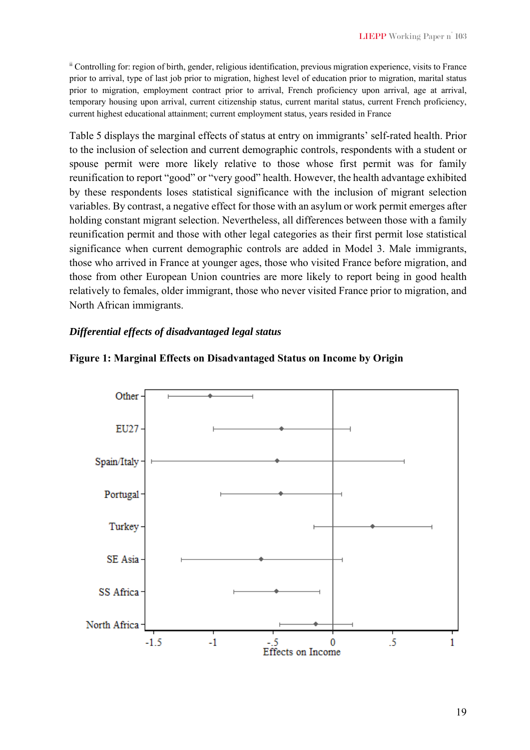[ii] Controlling for: region of birth, gender, religious identification, previous migration experience, visits to France prior to arrival, type of last job prior to migration, highest level of education prior to migration, marital status prior to migration, employment contract prior to arrival, French proficiency upon arrival, age at arrival, temporary housing upon arrival, current citizenship status, current marital status, current French proficiency, current highest educational attainment; current employment status, years resided in France

Table 5 displays the marginal effects of status at entry on immigrants' self-rated health. Prior to the inclusion of selection and current demographic controls, respondents with a student or spouse permit were more likely relative to those whose first permit was for family reunification to report "good" or "very good" health. However, the health advantage exhibited by these respondents loses statistical significance with the inclusion of migrant selection variables. By contrast, a negative effect for those with an asylum or work permit emerges after holding constant migrant selection. Nevertheless, all differences between those with a family reunification permit and those with other legal categories as their first permit lose statistical significance when current demographic controls are added in Model 3. Male immigrants, those who arrived in France at younger ages, those who visited France before migration, and those from other European Union countries are more likely to report being in good health relatively to females, older immigrant, those who never visited France prior to migration, and North African immigrants.

### *Differential effects of disadvantaged legal status*

**Figure 1: Marginal Effects on Disadvantaged Status on Income by Origin**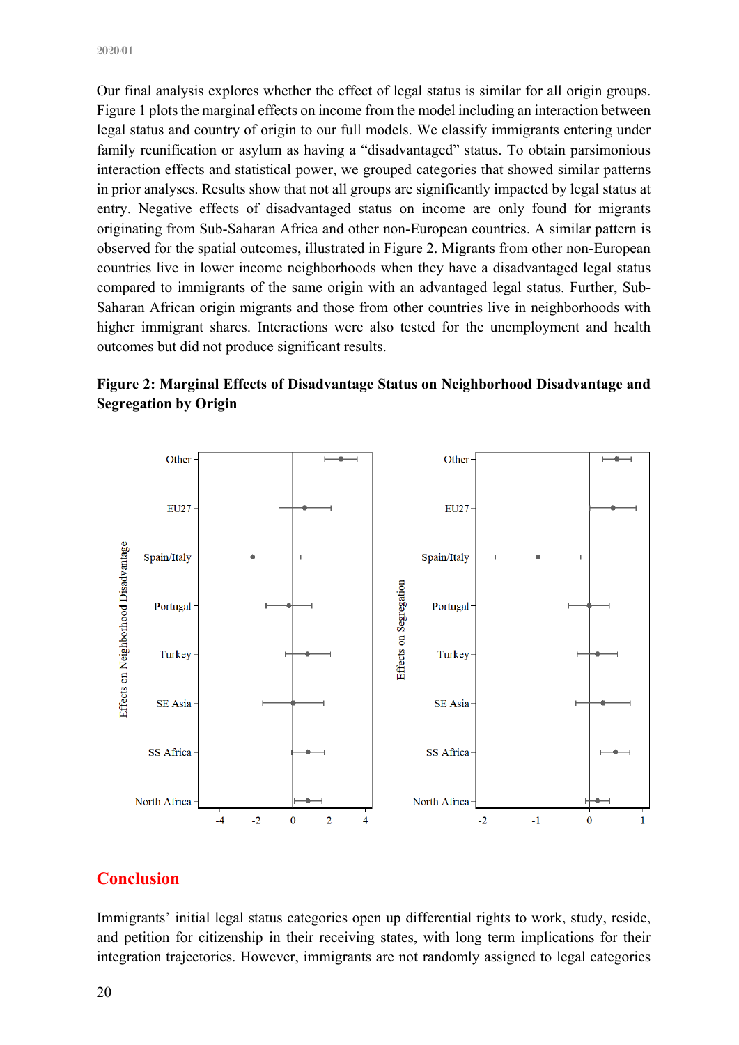Our final analysis explores whether the effect of legal status is similar for all origin groups. Figure 1 plots the marginal effects on income from the model including an interaction between legal status and country of origin to our full models. We classify immigrants entering under family reunification or asylum as having a "disadvantaged" status. To obtain parsimonious interaction effects and statistical power, we grouped categories that showed similar patterns in prior analyses. Results show that not all groups are significantly impacted by legal status at entry. Negative effects of disadvantaged status on income are only found for migrants originating from Sub-Saharan Africa and other non-European countries. A similar pattern is observed for the spatial outcomes, illustrated in Figure 2. Migrants from other non-European countries live in lower income neighborhoods when they have a disadvantaged legal status compared to immigrants of the same origin with an advantaged legal status. Further, Sub-Saharan African origin migrants and those from other countries live in neighborhoods with higher immigrant shares. Interactions were also tested for the unemployment and health outcomes but did not produce significant results.

**Figure 2: Marginal Effects of Disadvantage Status on Neighborhood Disadvantage and Segregation by Origin**

## Conclusion

Immigrants' initial legal status categories open up differential rights to work, study, reside, and petition for citizenship in their receiving states, with long term implications for their integration trajectories. However, immigrants are not randomly assigned to legal categories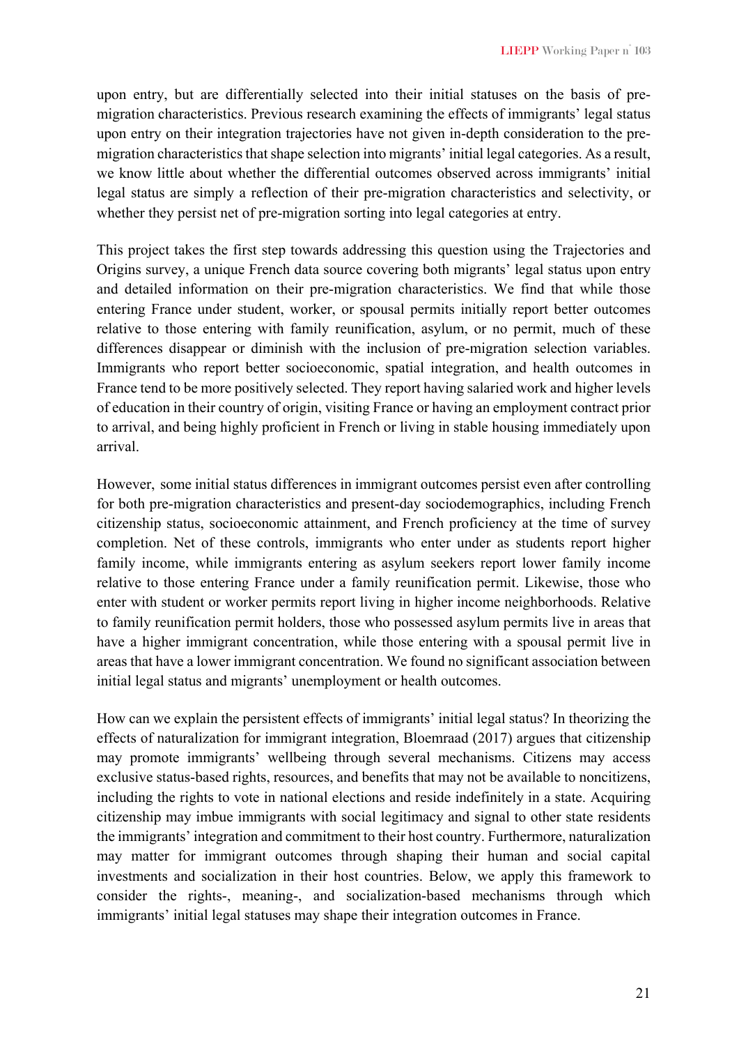upon entry, but are differentially selected into their initial statuses on the basis of pre-migration characteristics. Previous research examining the effects of immigrants' legal status upon entry on their integration trajectories have not given in-depth consideration to the pre-migration characteristics that shape selection into migrants' initial legal categories. As a result, we know little about whether the differential outcomes observed across immigrants' initial legal status are simply a reflection of their pre-migration characteristics and selectivity, or whether they persist net of pre-migration sorting into legal categories at entry.

This project takes the first step towards addressing this question using the Trajectories and Origins survey, a unique French data source covering both migrants' legal status upon entry and detailed information on their pre-migration characteristics. We find that while those entering France under student, worker, or spousal permits initially report better outcomes relative to those entering with family reunification, asylum, or no permit, much of these differences disappear or diminish with the inclusion of pre-migration selection variables. Immigrants who report better socioeconomic, spatial integration, and health outcomes in France tend to be more positively selected. They report having salaried work and higher levels of education in their country of origin, visiting France or having an employment contract prior to arrival, and being highly proficient in French or living in stable housing immediately upon arrival.

However, some initial status differences in immigrant outcomes persist even after controlling for both pre-migration characteristics and present-day sociodemographics, including French citizenship status, socioeconomic attainment, and French proficiency at the time of survey completion. Net of these controls, immigrants who enter under as students report higher family income, while immigrants entering as asylum seekers report lower family income relative to those entering France under a family reunification permit. Likewise, those who enter with student or worker permits report living in higher income neighborhoods. Relative to family reunification permit holders, those who possessed asylum permits live in areas that have a higher immigrant concentration, while those entering with a spousal permit live in areas that have a lower immigrant concentration. We found no significant association between initial legal status and migrants' unemployment or health outcomes.

How can we explain the persistent effects of immigrants' initial legal status? In theorizing the effects of naturalization for immigrant integration, Bloemraad (2017) argues that citizenship may promote immigrants' wellbeing through several mechanisms. Citizens may access exclusive status-based rights, resources, and benefits that may not be available to noncitizens, including the rights to vote in national elections and reside indefinitely in a state. Acquiring citizenship may imbue immigrants with social legitimacy and signal to other state residents the immigrants' integration and commitment to their host country. Furthermore, naturalization may matter for immigrant outcomes through shaping their human and social capital investments and socialization in their host countries. Below, we apply this framework to consider the rights-, meaning-, and socialization-based mechanisms through which immigrants' initial legal statuses may shape their integration outcomes in France.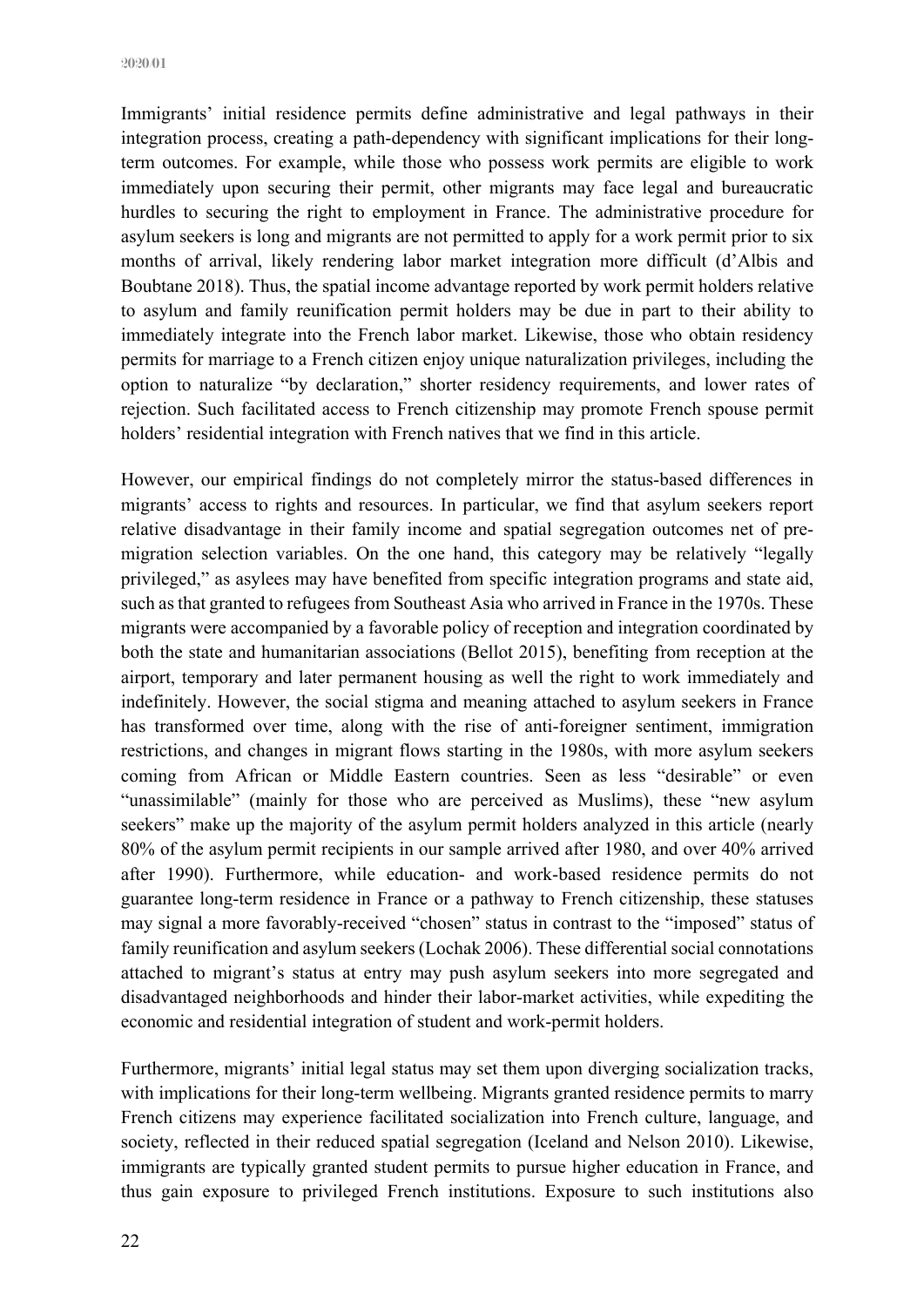Immigrants' initial residence permits define administrative and legal pathways in their integration process, creating a path-dependency with significant implications for their long-term outcomes. For example, while those who possess work permits are eligible to work immediately upon securing their permit, other migrants may face legal and bureaucratic hurdles to securing the right to employment in France. The administrative procedure for asylum seekers is long and migrants are not permitted to apply for a work permit prior to six months of arrival, likely rendering labor market integration more difficult (d'Albis and Boubtane 2018). Thus, the spatial income advantage reported by work permit holders relative to asylum and family reunification permit holders may be due in part to their ability to immediately integrate into the French labor market. Likewise, those who obtain residency permits for marriage to a French citizen enjoy unique naturalization privileges, including the option to naturalize "by declaration," shorter residency requirements, and lower rates of rejection. Such facilitated access to French citizenship may promote French spouse permit holders' residential integration with French natives that we find in this article.

However, our empirical findings do not completely mirror the status-based differences in migrants' access to rights and resources. In particular, we find that asylum seekers report relative disadvantage in their family income and spatial segregation outcomes net of pre-migration selection variables. On the one hand, this category may be relatively "legally privileged," as asylees may have benefited from specific integration programs and state aid, such as that granted to refugees from Southeast Asia who arrived in France in the 1970s. These migrants were accompanied by a favorable policy of reception and integration coordinated by both the state and humanitarian associations (Bellot 2015), benefiting from reception at the airport, temporary and later permanent housing as well the right to work immediately and indefinitely. However, the social stigma and meaning attached to asylum seekers in France has transformed over time, along with the rise of anti-foreigner sentiment, immigration restrictions, and changes in migrant flows starting in the 1980s, with more asylum seekers coming from African or Middle Eastern countries. Seen as less "desirable" or even "unassimilable" (mainly for those who are perceived as Muslims), these "new asylum seekers" make up the majority of the asylum permit holders analyzed in this article (nearly 80% of the asylum permit recipients in our sample arrived after 1980, and over 40% arrived after 1990). Furthermore, while education- and work-based residence permits do not guarantee long-term residence in France or a pathway to French citizenship, these statuses may signal a more favorably-received "chosen" status in contrast to the "imposed" status of family reunification and asylum seekers (Lochak 2006). These differential social connotations attached to migrant's status at entry may push asylum seekers into more segregated and disadvantaged neighborhoods and hinder their labor-market activities, while expediting the economic and residential integration of student and work-permit holders.

Furthermore, migrants' initial legal status may set them upon diverging socialization tracks, with implications for their long-term wellbeing. Migrants granted residence permits to marry French citizens may experience facilitated socialization into French culture, language, and society, reflected in their reduced spatial segregation (Iceland and Nelson 2010). Likewise, immigrants are typically granted student permits to pursue higher education in France, and thus gain exposure to privileged French institutions. Exposure to such institutions also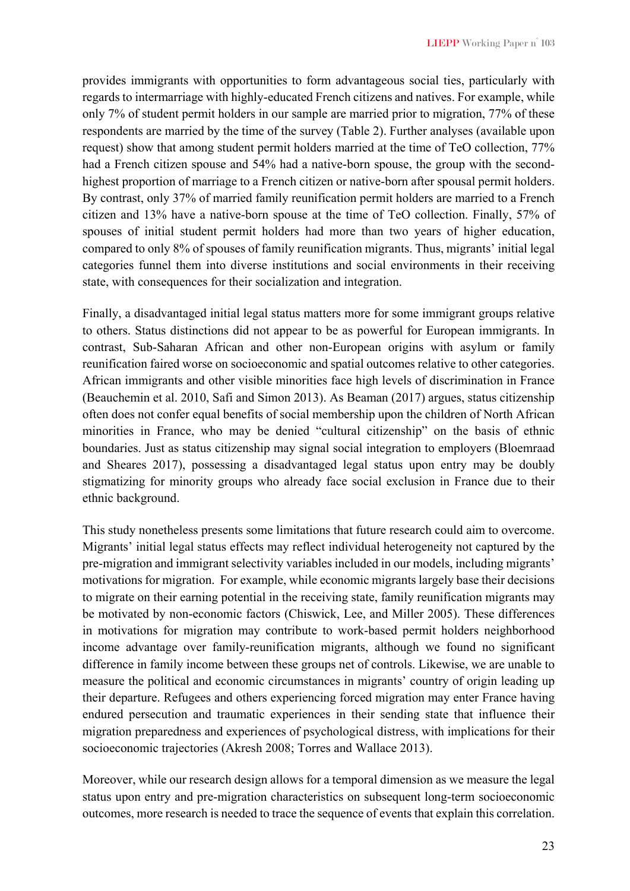provides immigrants with opportunities to form advantageous social ties, particularly with regards to intermarriage with highly-educated French citizens and natives. For example, while only 7% of student permit holders in our sample are married prior to migration, 77% of these respondents are married by the time of the survey (Table 2). Further analyses (available upon request) show that among student permit holders married at the time of TeO collection, 77% had a French citizen spouse and 54% had a native-born spouse, the group with the second-highest proportion of marriage to a French citizen or native-born after spousal permit holders. By contrast, only 37% of married family reunification permit holders are married to a French citizen and 13% have a native-born spouse at the time of TeO collection. Finally, 57% of spouses of initial student permit holders had more than two years of higher education, compared to only 8% of spouses of family reunification migrants. Thus, migrants' initial legal categories funnel them into diverse institutions and social environments in their receiving state, with consequences for their socialization and integration.

Finally, a disadvantaged initial legal status matters more for some immigrant groups relative to others. Status distinctions did not appear to be as powerful for European immigrants. In contrast, Sub-Saharan African and other non-European origins with asylum or family reunification faired worse on socioeconomic and spatial outcomes relative to other categories. African immigrants and other visible minorities face high levels of discrimination in France (Beauchemin et al. 2010, Safi and Simon 2013). As Beaman (2017) argues, status citizenship often does not confer equal benefits of social membership upon the children of North African minorities in France, who may be denied "cultural citizenship" on the basis of ethnic boundaries. Just as status citizenship may signal social integration to employers (Bloemraad and Sheares 2017), possessing a disadvantaged legal status upon entry may be doubly stigmatizing for minority groups who already face social exclusion in France due to their ethnic background.

This study nonetheless presents some limitations that future research could aim to overcome. Migrants' initial legal status effects may reflect individual heterogeneity not captured by the pre-migration and immigrant selectivity variables included in our models, including migrants' motivations for migration. For example, while economic migrants largely base their decisions to migrate on their earning potential in the receiving state, family reunification migrants may be motivated by non-economic factors (Chiswick, Lee, and Miller 2005). These differences in motivations for migration may contribute to work-based permit holders neighborhood income advantage over family-reunification migrants, although we found no significant difference in family income between these groups net of controls. Likewise, we are unable to measure the political and economic circumstances in migrants' country of origin leading up their departure. Refugees and others experiencing forced migration may enter France having endured persecution and traumatic experiences in their sending state that influence their migration preparedness and experiences of psychological distress, with implications for their socioeconomic trajectories (Akresh 2008; Torres and Wallace 2013).

Moreover, while our research design allows for a temporal dimension as we measure the legal status upon entry and pre-migration characteristics on subsequent long-term socioeconomic outcomes, more research is needed to trace the sequence of events that explain this correlation.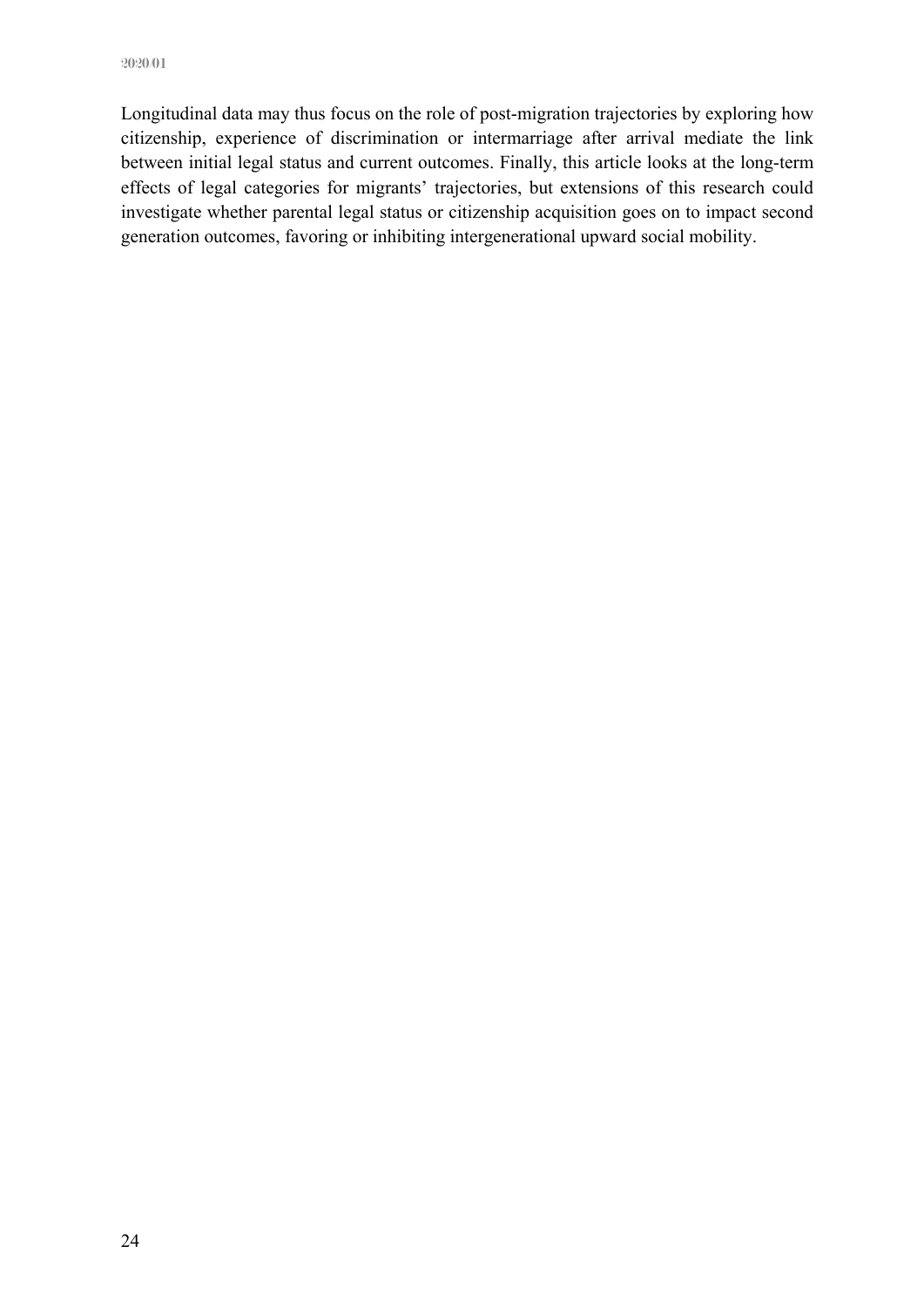Longitudinal data may thus focus on the role of post-migration trajectories by exploring how citizenship, experience of discrimination or intermarriage after arrival mediate the link between initial legal status and current outcomes. Finally, this article looks at the long-term effects of legal categories for migrants' trajectories, but extensions of this research could investigate whether parental legal status or citizenship acquisition goes on to impact second generation outcomes, favoring or inhibiting intergenerational upward social mobility.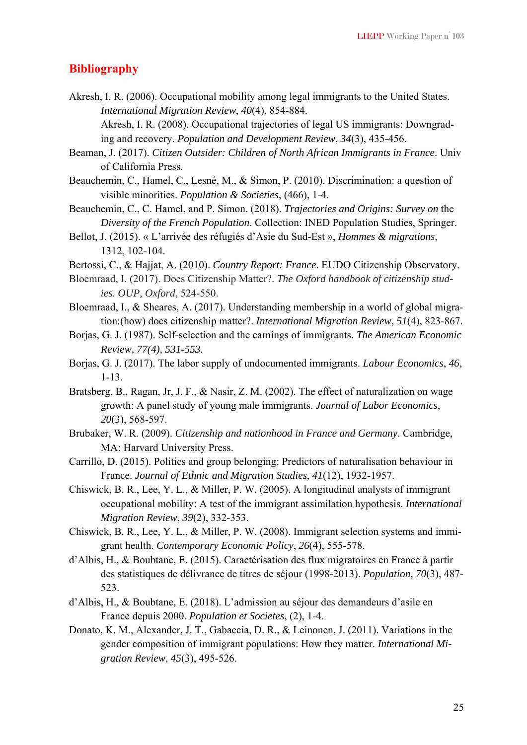## Bibliography

Akresh, I. R. (2006). Occupational mobility among legal immigrants to the United States. *International Migration Review*, *40*(4), 854-884.

Akresh, I. R. (2008). Occupational trajectories of legal US immigrants: Downgrading and recovery. *Population and Development Review*, *34*(3), 435-456.

Beaman, J. (2017). *Citizen Outsider: Children of North African Immigrants in France*. Univ of California Press.

Beauchemin, C., Hamel, C., Lesné, M., & Simon, P. (2010). Discrimination: a question of visible minorities. *Population & Societies*, (466), 1-4.

Beauchemin, C., C. Hamel, and P. Simon. (2018). *Trajectories and Origins: Survey on* the *Diversity of the French Population*. Collection: INED Population Studies, Springer.

Bellot, J. (2015). « L'arrivée des réfugiés d'Asie du Sud-Est », *Hommes & migrations*, 1312, 102-104.

Bertossi, C., & Hajjat, A. (2010). *Country Report: France*. EUDO Citizenship Observatory.

Bloemraad, I. (2017). Does Citizenship Matter?. *The Oxford handbook of citizenship studies. OUP, Oxford*, 524-550.

Bloemraad, I., & Sheares, A. (2017). Understanding membership in a world of global migration:(how) does citizenship matter?. *International Migration Review*, *51*(4), 823-867.

Borjas, G. J. (1987). Self-selection and the earnings of immigrants. *The American Economic Review, 77(4), 531-553.*

Borjas, G. J. (2017). The labor supply of undocumented immigrants. *Labour Economics*, *46*, 1-13.

Bratsberg, B., Ragan, Jr, J. F., & Nasir, Z. M. (2002). The effect of naturalization on wage growth: A panel study of young male immigrants. *Journal of Labor Economics*, *20*(3), 568-597.

Brubaker, W. R. (2009). *Citizenship and nationhood in France and Germany*. Cambridge, MA: Harvard University Press.

Carrillo, D. (2015). Politics and group belonging: Predictors of naturalisation behaviour in France. *Journal of Ethnic and Migration Studies*, *41*(12), 1932-1957.

Chiswick, B. R., Lee, Y. L., & Miller, P. W. (2005). A longitudinal analysts of immigrant occupational mobility: A test of the immigrant assimilation hypothesis. *International Migration Review*, *39*(2), 332-353.

Chiswick, B. R., Lee, Y. L., & Miller, P. W. (2008). Immigrant selection systems and immigrant health. *Contemporary Economic Policy*, *26*(4), 555-578.

d'Albis, H., & Boubtane, E. (2015). Caractérisation des flux migratoires en France à partir des statistiques de délivrance de titres de séjour (1998-2013). *Population*, *70*(3), 487-523.

d'Albis, H., & Boubtane, E. (2018). L'admission au séjour des demandeurs d'asile en France depuis 2000. *Population et Societes*, (2), 1-4.

Donato, K. M., Alexander, J. T., Gabaccia, D. R., & Leinonen, J. (2011). Variations in the gender composition of immigrant populations: How they matter. *International Migration Review*, *45*(3), 495-526.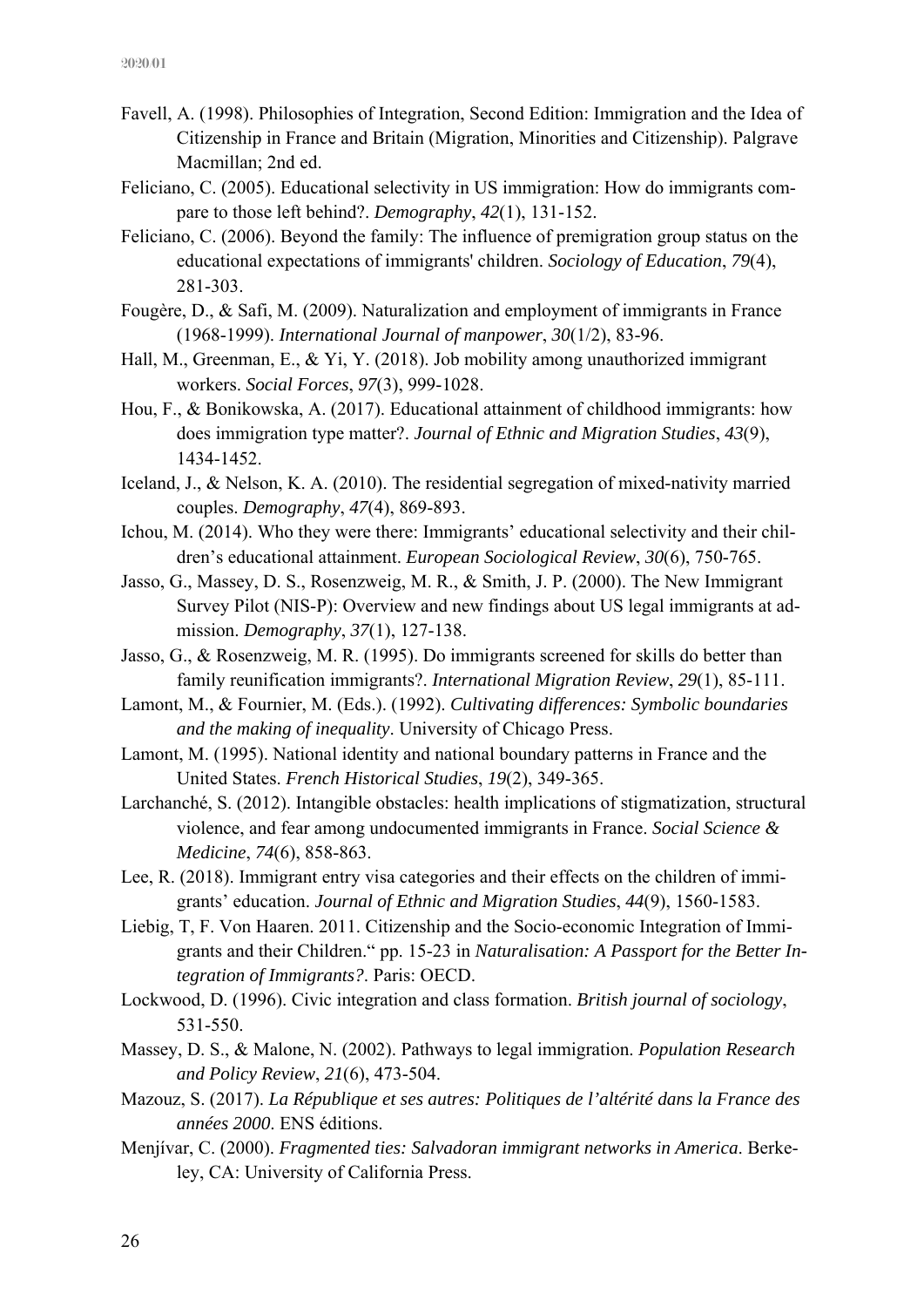Favell, A. (1998). Philosophies of Integration, Second Edition: Immigration and the Idea of Citizenship in France and Britain (Migration, Minorities and Citizenship). Palgrave Macmillan; 2nd ed.

Feliciano, C. (2005). Educational selectivity in US immigration: How do immigrants compare to those left behind?. *Demography*, *42*(1), 131-152.

Feliciano, C. (2006). Beyond the family: The influence of premigration group status on the educational expectations of immigrants' children. *Sociology of Education*, *79*(4), 281-303.

Fougère, D., & Safi, M. (2009). Naturalization and employment of immigrants in France (1968-1999). *International Journal of manpower*, *30*(1/2), 83-96.

Hall, M., Greenman, E., & Yi, Y. (2018). Job mobility among unauthorized immigrant workers. *Social Forces*, *97*(3), 999-1028.

Hou, F., & Bonikowska, A. (2017). Educational attainment of childhood immigrants: how does immigration type matter?. *Journal of Ethnic and Migration Studies*, *43*(9), 1434-1452.

Iceland, J., & Nelson, K. A. (2010). The residential segregation of mixed-nativity married couples. *Demography*, *47*(4), 869-893.

Ichou, M. (2014). Who they were there: Immigrants' educational selectivity and their children's educational attainment. *European Sociological Review*, *30*(6), 750-765.

Jasso, G., Massey, D. S., Rosenzweig, M. R., & Smith, J. P. (2000). The New Immigrant Survey Pilot (NIS-P): Overview and new findings about US legal immigrants at admission. *Demography*, *37*(1), 127-138.

Jasso, G., & Rosenzweig, M. R. (1995). Do immigrants screened for skills do better than family reunification immigrants?. *International Migration Review*, *29*(1), 85-111.

Lamont, M., & Fournier, M. (Eds.). (1992). *Cultivating differences: Symbolic boundaries and the making of inequality*. University of Chicago Press.

Lamont, M. (1995). National identity and national boundary patterns in France and the United States. *French Historical Studies*, *19*(2), 349-365.

Larchanché, S. (2012). Intangible obstacles: health implications of stigmatization, structural violence, and fear among undocumented immigrants in France. *Social Science & Medicine*, *74*(6), 858-863.

Lee, R. (2018). Immigrant entry visa categories and their effects on the children of immigrants' education. *Journal of Ethnic and Migration Studies*, *44*(9), 1560-1583.

Liebig, T, F. Von Haaren. 2011. Citizenship and the Socio-economic Integration of Immigrants and their Children." pp. 15-23 in *Naturalisation: A Passport for the Better Integration of Immigrants?*. Paris: OECD.

Lockwood, D. (1996). Civic integration and class formation. *British journal of sociology*, 531-550.

Massey, D. S., & Malone, N. (2002). Pathways to legal immigration. *Population Research and Policy Review*, *21*(6), 473-504.

Mazouz, S. (2017). *La République et ses autres: Politiques de l'altérité dans la France des années 2000*. ENS éditions.

Menjívar, C. (2000). *Fragmented ties: Salvadoran immigrant networks in America*. Berkeley, CA: University of California Press.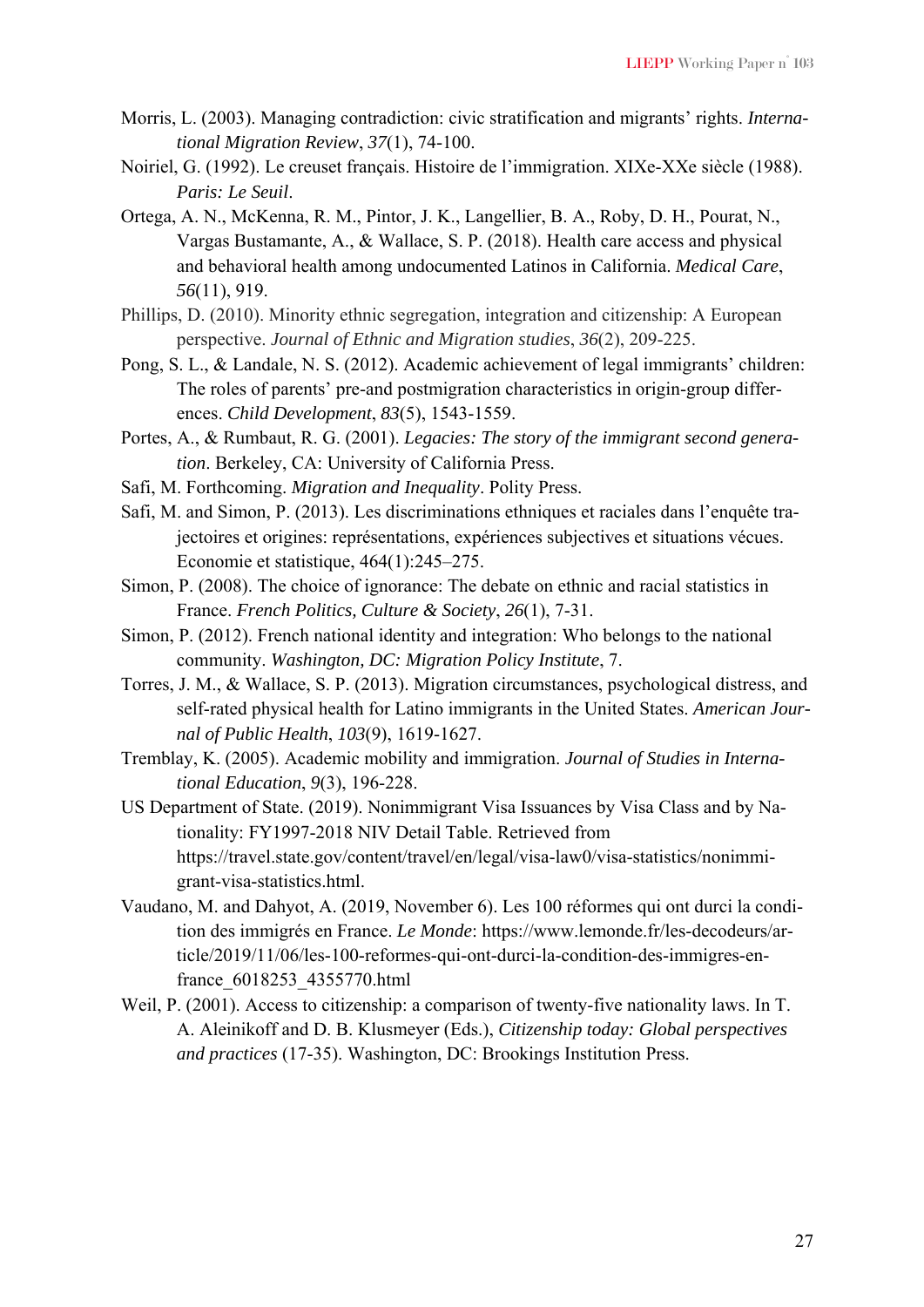Morris, L. (2003). Managing contradiction: civic stratification and migrants' rights. *International Migration Review*, *37*(1), 74-100.

Noiriel, G. (1992). Le creuset français. Histoire de l'immigration. XIXe-XXe siècle (1988). *Paris: Le Seuil*.

Ortega, A. N., McKenna, R. M., Pintor, J. K., Langellier, B. A., Roby, D. H., Pourat, N., Vargas Bustamante, A., & Wallace, S. P. (2018). Health care access and physical and behavioral health among undocumented Latinos in California. *Medical Care*, *56*(11), 919.

Phillips, D. (2010). Minority ethnic segregation, integration and citizenship: A European perspective. *Journal of Ethnic and Migration studies*, *36*(2), 209-225.

Pong, S. L., & Landale, N. S. (2012). Academic achievement of legal immigrants' children: The roles of parents' pre-and postmigration characteristics in origin-group differences. *Child Development*, *83*(5), 1543-1559.

Portes, A., & Rumbaut, R. G. (2001). *Legacies: The story of the immigrant second generation*. Berkeley, CA: University of California Press.

Safi, M. Forthcoming. *Migration and Inequality*. Polity Press.

Safi, M. and Simon, P. (2013). Les discriminations ethniques et raciales dans l'enquête trajectoires et origines: représentations, expériences subjectives et situations vécues. Economie et statistique, 464(1):245–275.

Simon, P. (2008). The choice of ignorance: The debate on ethnic and racial statistics in France. *French Politics, Culture & Society*, *26*(1), 7-31.

Simon, P. (2012). French national identity and integration: Who belongs to the national community. *Washington, DC: Migration Policy Institute*, 7.

Torres, J. M., & Wallace, S. P. (2013). Migration circumstances, psychological distress, and self-rated physical health for Latino immigrants in the United States. *American Journal of Public Health*, *103*(9), 1619-1627.

Tremblay, K. (2005). Academic mobility and immigration. *Journal of Studies in International Education*, *9*(3), 196-228.

US Department of State. (2019). Nonimmigrant Visa Issuances by Visa Class and by Nationality: FY1997-2018 NIV Detail Table. Retrieved from https://travel.state.gov/content/travel/en/legal/visa-law0/visa-statistics/nonimmigrant-visa-statistics.html.

Vaudano, M. and Dahyot, A. (2019, November 6). Les 100 réformes qui ont durci la condition des immigrés en France. *Le Monde*: https://www.lemonde.fr/les-decodeurs/article/2019/11/06/les-100-reformes-qui-ont-durci-la-condition-des-immigres-en-france_6018253_4355770.html

Weil, P. (2001). Access to citizenship: a comparison of twenty-five nationality laws. In T. A. Aleinikoff and D. B. Klusmeyer (Eds.), *Citizenship today: Global perspectives and practices* (17-35). Washington, DC: Brookings Institution Press.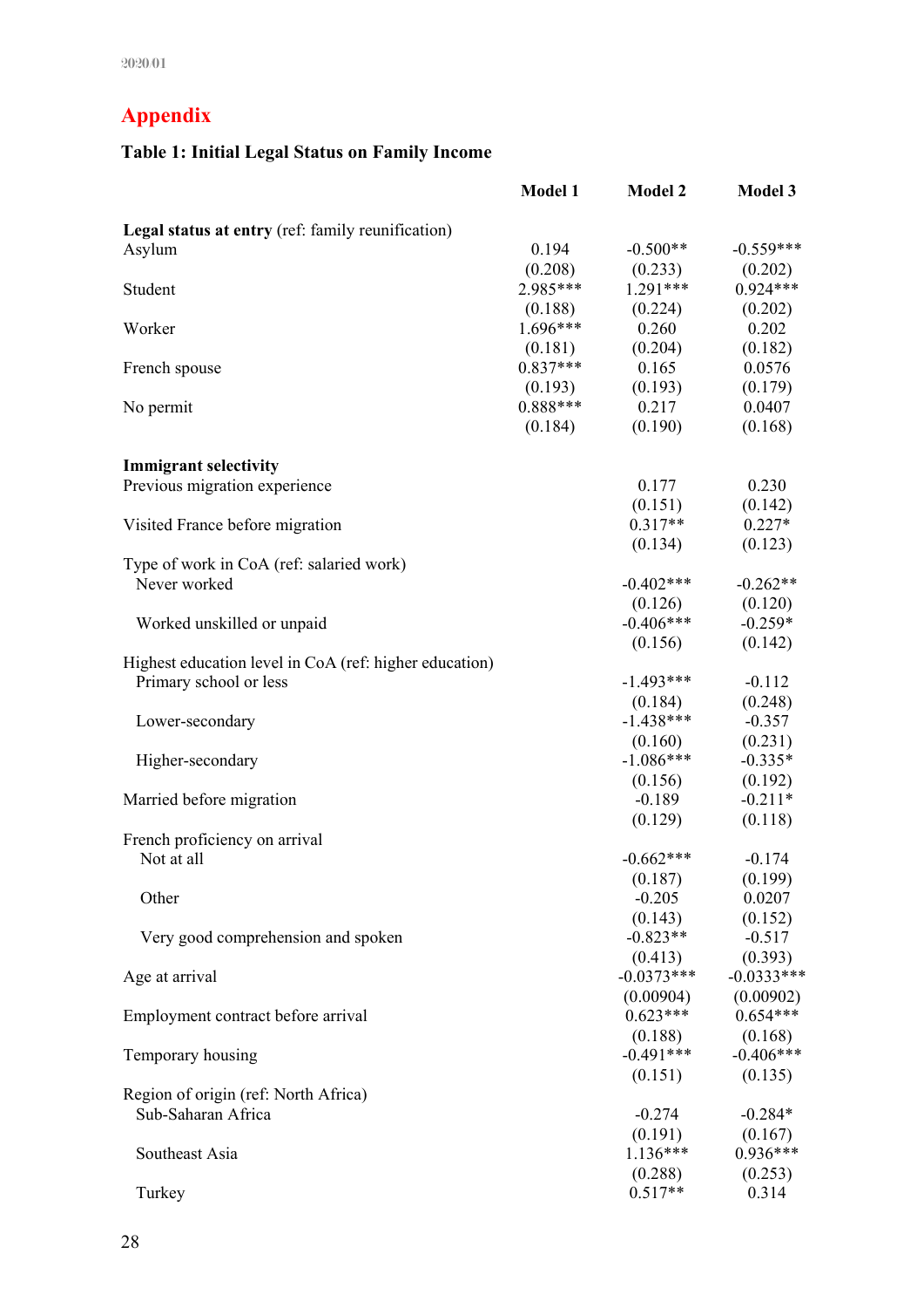## Appendix

### Table 1: Initial Legal Status on Family Income

| | Model 1 | Model 2 | Model 3 |
|---|---|---|---|
| **Legal status at entry** (ref: family reunification) | | | |
| Asylum | 0.194 | -0.500** | -0.559*** |
| | (0.208) | (0.233) | (0.202) |
| Student | 2.985*** | 1.291*** | 0.924*** |
| | (0.188) | (0.224) | (0.202) |
| Worker | 1.696*** | 0.260 | 0.202 |
| | (0.181) | (0.204) | (0.182) |
| French spouse | 0.837*** | 0.165 | 0.0576 |
| | (0.193) | (0.193) | (0.179) |
| No permit | 0.888*** | 0.217 | 0.0407 |
| | (0.184) | (0.190) | (0.168) |
| **Immigrant selectivity** | | | |
| Previous migration experience | | 0.177 | 0.230 |
| | | (0.151) | (0.142) |
| Visited France before migration | | 0.317** | 0.227* |
| | | (0.134) | (0.123) |
| Type of work in CoA (ref: salaried work) | | | |
| Never worked | | -0.402*** | -0.262** |
| | | (0.126) | (0.120) |
| Worked unskilled or unpaid | | -0.406*** | -0.259* |
| | | (0.156) | (0.142) |
| Highest education level in CoA (ref: higher education) | | | |
| Primary school or less | | -1.493*** | -0.112 |
| | | (0.184) | (0.248) |
| Lower-secondary | | -1.438*** | -0.357 |
| | | (0.160) | (0.231) |
| Higher-secondary | | -1.086*** | -0.335* |
| | | (0.156) | (0.192) |
| Married before migration | | -0.189 | -0.211* |
| | | (0.129) | (0.118) |
| French proficiency on arrival | | | |
| Not at all | | -0.662*** | -0.174 |
| | | (0.187) | (0.199) |
| Other | | -0.205 | 0.0207 |
| | | (0.143) | (0.152) |
| Very good comprehension and spoken | | -0.823** | -0.517 |
| | | (0.413) | (0.393) |
| Age at arrival | | -0.0373*** | -0.0333*** |
| | | (0.00904) | (0.00902) |
| Employment contract before arrival | | 0.623*** | 0.654*** |
| | | (0.188) | (0.168) |
| Temporary housing | | -0.491*** | -0.406*** |
| | | (0.151) | (0.135) |
| Region of origin (ref: North Africa) | | | |
| Sub-Saharan Africa | | -0.274 | -0.284* |
| | | (0.191) | (0.167) |
| Southeast Asia | | 1.136*** | 0.936*** |
| | | (0.288) | (0.253) |
| Turkey | | 0.517** | 0.314 |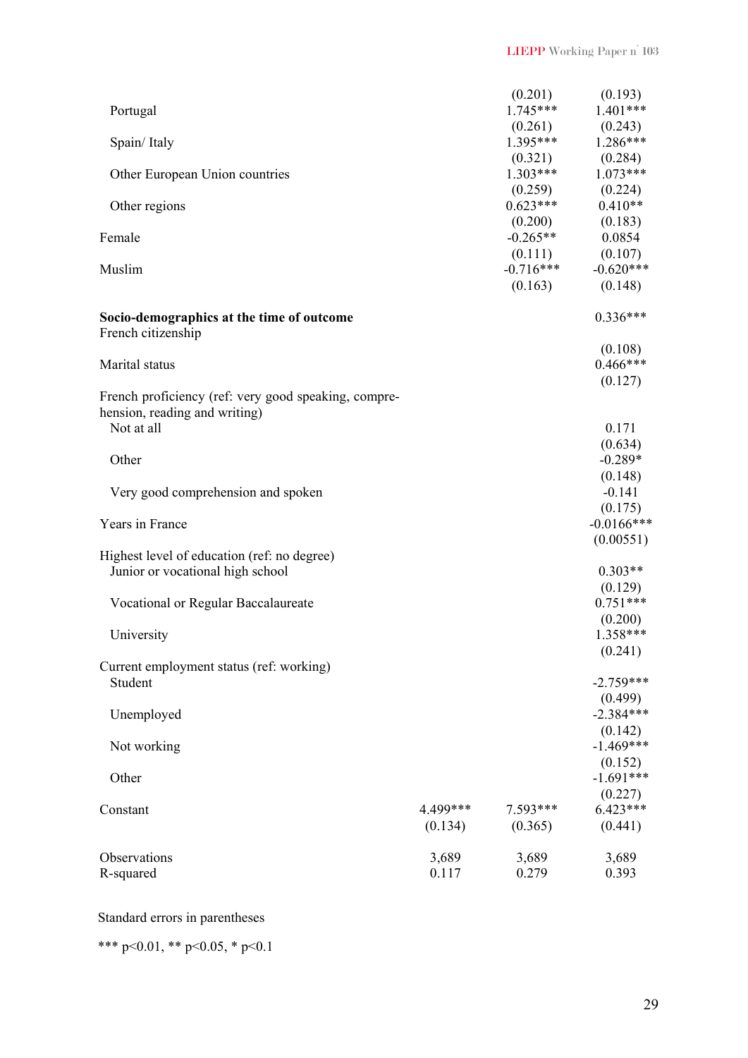| | | | |
|---|---|---|---|
| | | (0.201) | (0.193) |
| Portugal | | 1.745*** | 1.401*** |
| | | (0.261) | (0.243) |
| Spain/ Italy | | 1.395*** | 1.286*** |
| | | (0.321) | (0.284) |
| Other European Union countries | | 1.303*** | 1.073*** |
| | | (0.259) | (0.224) |
| Other regions | | 0.623*** | 0.410** |
| | | (0.200) | (0.183) |
| Female | | -0.265** | 0.0854 |
| | | (0.111) | (0.107) |
| Muslim | | -0.716*** | -0.620*** |
| | | (0.163) | (0.148) |
| **Socio-demographics at the time of outcome** | | | |
| French citizenship | | | 0.336*** |
| | | | (0.108) |
| Marital status | | | 0.466*** |
| | | | (0.127) |
| French proficiency (ref: very good speaking, comprehension, reading and writing) | | | |
| Not at all | | | 0.171 |
| | | | (0.634) |
| Other | | | -0.289* |
| | | | (0.148) |
| Very good comprehension and spoken | | | -0.141 |
| | | | (0.175) |
| Years in France | | | -0.0166*** |
| | | | (0.00551) |
| Highest level of education (ref: no degree) | | | |
| Junior or vocational high school | | | 0.303** |
| | | | (0.129) |
| Vocational or Regular Baccalaureate | | | 0.751*** |
| | | | (0.200) |
| University | | | 1.358*** |
| | | | (0.241) |
| Current employment status (ref: working) | | | |
| Student | | | -2.759*** |
| | | | (0.499) |
| Unemployed | | | -2.384*** |
| | | | (0.142) |
| Not working | | | -1.469*** |
| | | | (0.152) |
| Other | | | -1.691*** |
| | | | (0.227) |
| Constant | 4.499*** | 7.593*** | 6.423*** |
| | (0.134) | (0.365) | (0.441) |
| Observations | 3,689 | 3,689 | 3,689 |
| R-squared | 0.117 | 0.279 | 0.393 |

Standard errors in parentheses

*** p<0.01, ** p<0.05, * p<0.1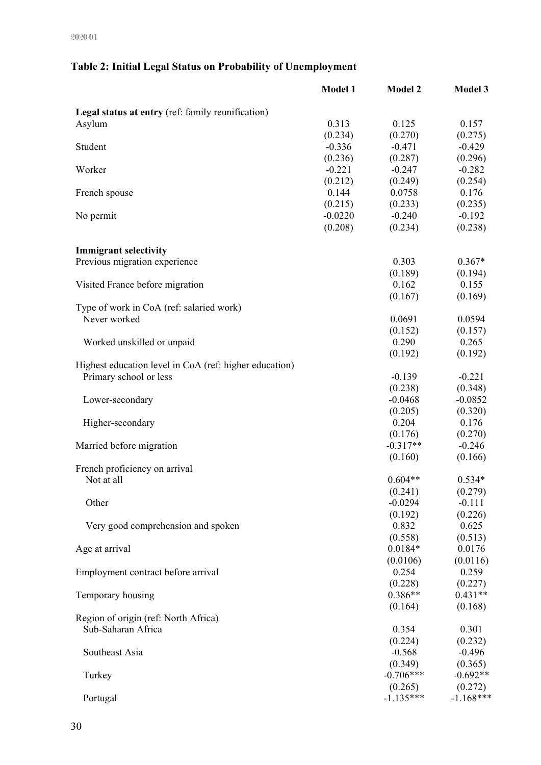### Table 2: Initial Legal Status on Probability of Unemployment

| | Model 1 | Model 2 | Model 3 |
|---|---|---|---|
| **Legal status at entry** (ref: family reunification) | | | |
| Asylum | 0.313 | 0.125 | 0.157 |
| | (0.234) | (0.270) | (0.275) |
| Student | -0.336 | -0.471 | -0.429 |
| | (0.236) | (0.287) | (0.296) |
| Worker | -0.221 | -0.247 | -0.282 |
| | (0.212) | (0.249) | (0.254) |
| French spouse | 0.144 | 0.0758 | 0.176 |
| | (0.215) | (0.233) | (0.235) |
| No permit | -0.0220 | -0.240 | -0.192 |
| | (0.208) | (0.234) | (0.238) |
| **Immigrant selectivity** | | | |
| Previous migration experience | | 0.303 | 0.367* |
| | | (0.189) | (0.194) |
| Visited France before migration | | 0.162 | 0.155 |
| | | (0.167) | (0.169) |
| Type of work in CoA (ref: salaried work) | | | |
| Never worked | | 0.0691 | 0.0594 |
| | | (0.152) | (0.157) |
| Worked unskilled or unpaid | | 0.290 | 0.265 |
| | | (0.192) | (0.192) |
| Highest education level in CoA (ref: higher education) | | | |
| Primary school or less | | -0.139 | -0.221 |
| | | (0.238) | (0.348) |
| Lower-secondary | | -0.0468 | -0.0852 |
| | | (0.205) | (0.320) |
| Higher-secondary | | 0.204 | 0.176 |
| | | (0.176) | (0.270) |
| Married before migration | | -0.317** | -0.246 |
| | | (0.160) | (0.166) |
| French proficiency on arrival | | | |
| Not at all | | 0.604** | 0.534* |
| | | (0.241) | (0.279) |
| Other | | -0.0294 | -0.111 |
| | | (0.192) | (0.226) |
| Very good comprehension and spoken | | 0.832 | 0.625 |
| | | (0.558) | (0.513) |
| Age at arrival | | 0.0184* | 0.0176 |
| | | (0.0106) | (0.0116) |
| Employment contract before arrival | | 0.254 | 0.259 |
| | | (0.228) | (0.227) |
| Temporary housing | | 0.386** | 0.431** |
| | | (0.164) | (0.168) |
| Region of origin (ref: North Africa) | | | |
| Sub-Saharan Africa | | 0.354 | 0.301 |
| | | (0.224) | (0.232) |
| Southeast Asia | | -0.568 | -0.496 |
| | | (0.349) | (0.365) |
| Turkey | | -0.706*** | -0.692** |
| | | (0.265) | (0.272) |
| Portugal | | -1.135*** | -1.168*** |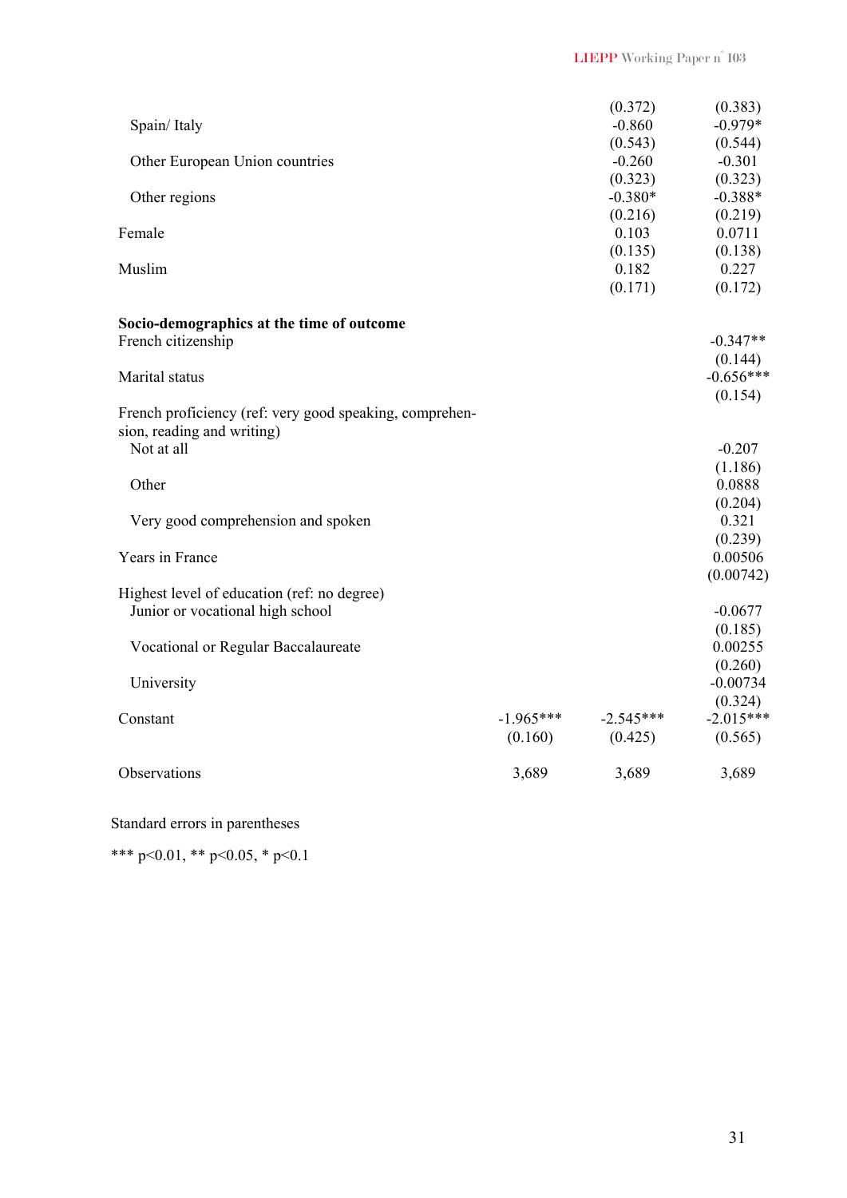| | | | |
|---|---|---|---|
| | | (0.372) | (0.383) |
| Spain/ Italy | | -0.860 | -0.979* |
| | | (0.543) | (0.544) |
| Other European Union countries | | -0.260 | -0.301 |
| | | (0.323) | (0.323) |
| Other regions | | -0.380* | -0.388* |
| | | (0.216) | (0.219) |
| Female | | 0.103 | 0.0711 |
| | | (0.135) | (0.138) |
| Muslim | | 0.182 | 0.227 |
| | | (0.171) | (0.172) |
| | | | |
| **Socio-demographics at the time of outcome** | | | |
| French citizenship | | | -0.347** |
| | | | (0.144) |
| Marital status | | | -0.656*** |
| | | | (0.154) |
| French proficiency (ref: very good speaking, comprehension, reading and writing) | | | |
| Not at all | | | -0.207 |
| | | | (1.186) |
| Other | | | 0.0888 |
| | | | (0.204) |
| Very good comprehension and spoken | | | 0.321 |
| | | | (0.239) |
| Years in France | | | 0.00506 |
| | | | (0.00742) |
| Highest level of education (ref: no degree) | | | |
| Junior or vocational high school | | | -0.0677 |
| | | | (0.185) |
| Vocational or Regular Baccalaureate | | | 0.00255 |
| | | | (0.260) |
| University | | | -0.00734 |
| | | | (0.324) |
| Constant | -1.965*** | -2.545*** | -2.015*** |
| | (0.160) | (0.425) | (0.565) |
| | | | |
| Observations | 3,689 | 3,689 | 3,689 |

Standard errors in parentheses

*** p<0.01, ** p<0.05, * p<0.1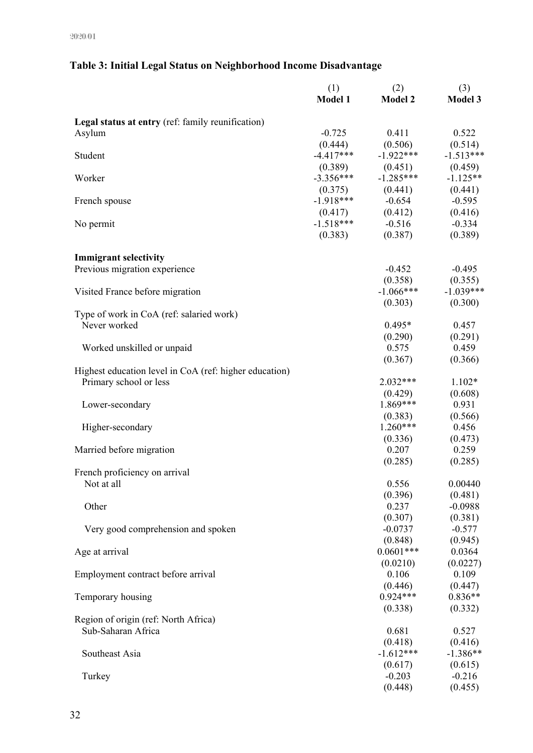**Table 3: Initial Legal Status on Neighborhood Income Disadvantage**

| | (1)<br>**Model 1** | (2)<br>**Model 2** | (3)<br>**Model 3** |
|---|---|---|---|
| **Legal status at entry** (ref: family reunification) | | | |
| Asylum | -0.725 | 0.411 | 0.522 |
| | (0.444) | (0.506) | (0.514) |
| Student | -4.417*** | -1.922*** | -1.513*** |
| | (0.389) | (0.451) | (0.459) |
| Worker | -3.356*** | -1.285*** | -1.125** |
| | (0.375) | (0.441) | (0.441) |
| French spouse | -1.918*** | -0.654 | -0.595 |
| | (0.417) | (0.412) | (0.416) |
| No permit | -1.518*** | -0.516 | -0.334 |
| | (0.383) | (0.387) | (0.389) |
| **Immigrant selectivity** | | | |
| Previous migration experience | | -0.452 | -0.495 |
| | | (0.358) | (0.355) |
| Visited France before migration | | -1.066*** | -1.039*** |
| | | (0.303) | (0.300) |
| Type of work in CoA (ref: salaried work) | | | |
| Never worked | | 0.495* | 0.457 |
| | | (0.290) | (0.291) |
| Worked unskilled or unpaid | | 0.575 | 0.459 |
| | | (0.367) | (0.366) |
| Highest education level in CoA (ref: higher education) | | | |
| Primary school or less | | 2.032*** | 1.102* |
| | | (0.429) | (0.608) |
| Lower-secondary | | 1.869*** | 0.931 |
| | | (0.383) | (0.566) |
| Higher-secondary | | 1.260*** | 0.456 |
| | | (0.336) | (0.473) |
| Married before migration | | 0.207 | 0.259 |
| | | (0.285) | (0.285) |
| French proficiency on arrival | | | |
| Not at all | | 0.556 | 0.00440 |
| | | (0.396) | (0.481) |
| Other | | 0.237 | -0.0988 |
| | | (0.307) | (0.381) |
| Very good comprehension and spoken | | -0.0737 | -0.577 |
| | | (0.848) | (0.945) |
| Age at arrival | | 0.0601*** | 0.0364 |
| | | (0.0210) | (0.0227) |
| Employment contract before arrival | | 0.106 | 0.109 |
| | | (0.446) | (0.447) |
| Temporary housing | | 0.924*** | 0.836** |
| | | (0.338) | (0.332) |
| Region of origin (ref: North Africa) | | | |
| Sub-Saharan Africa | | 0.681 | 0.527 |
| | | (0.418) | (0.416) |
| Southeast Asia | | -1.612*** | -1.386** |
| | | (0.617) | (0.615) |
| Turkey | | -0.203 | -0.216 |
| | | (0.448) | (0.455) |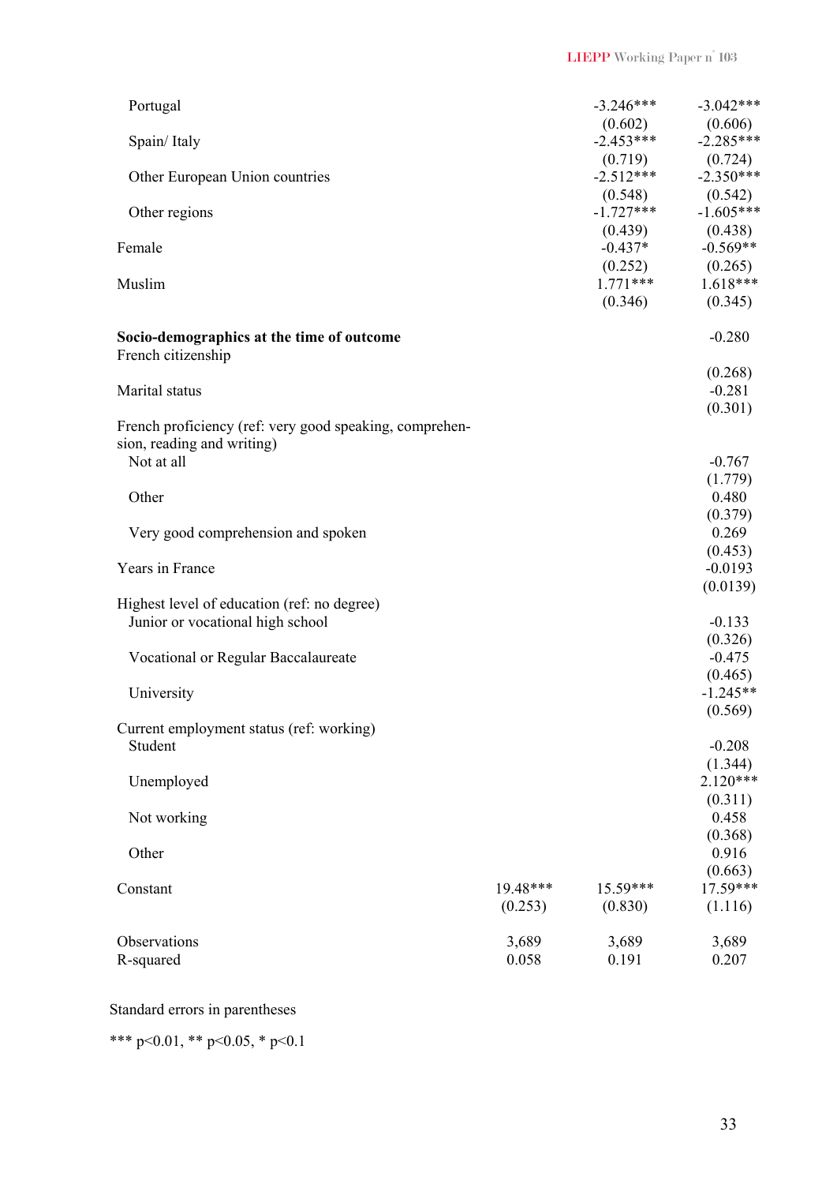| | | | |
|---|---|---|---|
| Portugal | | -3.246*** | -3.042*** |
| | | (0.602) | (0.606) |
| Spain/ Italy | | -2.453*** | -2.285*** |
| | | (0.719) | (0.724) |
| Other European Union countries | | -2.512*** | -2.350*** |
| | | (0.548) | (0.542) |
| Other regions | | -1.727*** | -1.605*** |
| | | (0.439) | (0.438) |
| Female | | -0.437* | -0.569** |
| | | (0.252) | (0.265) |
| Muslim | | 1.771*** | 1.618*** |
| | | (0.346) | (0.345) |
| **Socio-demographics at the time of outcome** | | | |
| French citizenship | | | -0.280 |
| | | | (0.268) |
| Marital status | | | -0.281 |
| | | | (0.301) |
| French proficiency (ref: very good speaking, comprehension, reading and writing) | | | |
| Not at all | | | -0.767 |
| | | | (1.779) |
| Other | | | 0.480 |
| | | | (0.379) |
| Very good comprehension and spoken | | | 0.269 |
| | | | (0.453) |
| Years in France | | | -0.0193 |
| | | | (0.0139) |
| Highest level of education (ref: no degree) | | | |
| Junior or vocational high school | | | -0.133 |
| | | | (0.326) |
| Vocational or Regular Baccalaureate | | | -0.475 |
| | | | (0.465) |
| University | | | -1.245** |
| | | | (0.569) |
| Current employment status (ref: working) | | | |
| Student | | | -0.208 |
| | | | (1.344) |
| Unemployed | | | 2.120*** |
| | | | (0.311) |
| Not working | | | 0.458 |
| | | | (0.368) |
| Other | | | 0.916 |
| | | | (0.663) |
| Constant | 19.48*** | 15.59*** | 17.59*** |
| | (0.253) | (0.830) | (1.116) |
| Observations | 3,689 | 3,689 | 3,689 |
| R-squared | 0.058 | 0.191 | 0.207 |

Standard errors in parentheses

*** p<0.01, ** p<0.05, * p<0.1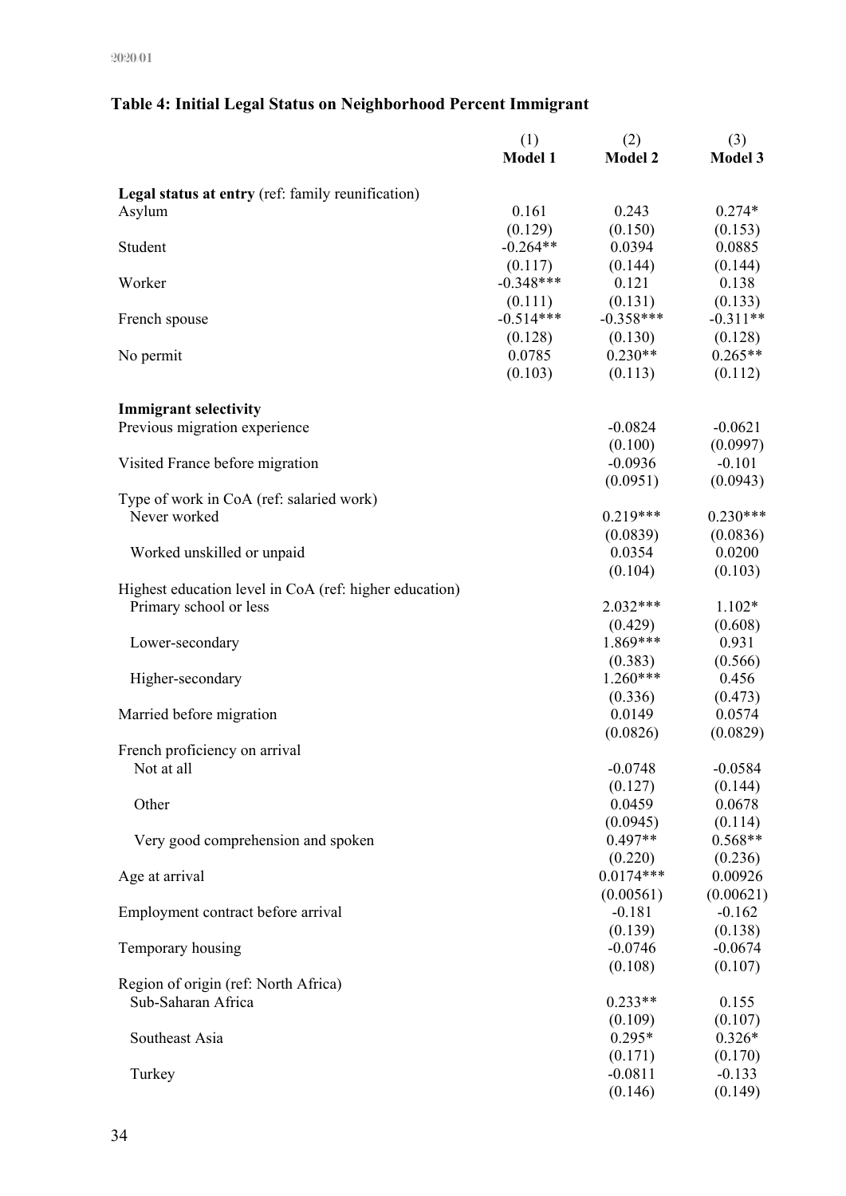### Table 4: Initial Legal Status on Neighborhood Percent Immigrant

| | (1) Model 1 | (2) Model 2 | (3) Model 3 |
|---|---|---|---|
| **Legal status at entry** (ref: family reunification) | | | |
| Asylum | 0.161 | 0.243 | 0.274* |
| | (0.129) | (0.150) | (0.153) |
| Student | -0.264** | 0.0394 | 0.0885 |
| | (0.117) | (0.144) | (0.144) |
| Worker | -0.348*** | 0.121 | 0.138 |
| | (0.111) | (0.131) | (0.133) |
| French spouse | -0.514*** | -0.358*** | -0.311** |
| | (0.128) | (0.130) | (0.128) |
| No permit | 0.0785 | 0.230** | 0.265** |
| | (0.103) | (0.113) | (0.112) |
| **Immigrant selectivity** | | | |
| Previous migration experience | | -0.0824 | -0.0621 |
| | | (0.100) | (0.0997) |
| Visited France before migration | | -0.0936 | -0.101 |
| | | (0.0951) | (0.0943) |
| Type of work in CoA (ref: salaried work) | | | |
| Never worked | | 0.219*** | 0.230*** |
| | | (0.0839) | (0.0836) |
| Worked unskilled or unpaid | | 0.0354 | 0.0200 |
| | | (0.104) | (0.103) |
| Highest education level in CoA (ref: higher education) | | | |
| Primary school or less | | 2.032*** | 1.102* |
| | | (0.429) | (0.608) |
| Lower-secondary | | 1.869*** | 0.931 |
| | | (0.383) | (0.566) |
| Higher-secondary | | 1.260*** | 0.456 |
| | | (0.336) | (0.473) |
| Married before migration | | 0.0149 | 0.0574 |
| | | (0.0826) | (0.0829) |
| French proficiency on arrival | | | |
| Not at all | | -0.0748 | -0.0584 |
| | | (0.127) | (0.144) |
| Other | | 0.0459 | 0.0678 |
| | | (0.0945) | (0.114) |
| Very good comprehension and spoken | | 0.497** | 0.568** |
| | | (0.220) | (0.236) |
| Age at arrival | | 0.0174*** | 0.00926 |
| | | (0.00561) | (0.00621) |
| Employment contract before arrival | | -0.181 | -0.162 |
| | | (0.139) | (0.138) |
| Temporary housing | | -0.0746 | -0.0674 |
| | | (0.108) | (0.107) |
| Region of origin (ref: North Africa) | | | |
| Sub-Saharan Africa | | 0.233** | 0.155 |
| | | (0.109) | (0.107) |
| Southeast Asia | | 0.295* | 0.326* |
| | | (0.171) | (0.170) |
| Turkey | | -0.0811 | -0.133 |
| | | (0.146) | (0.149) |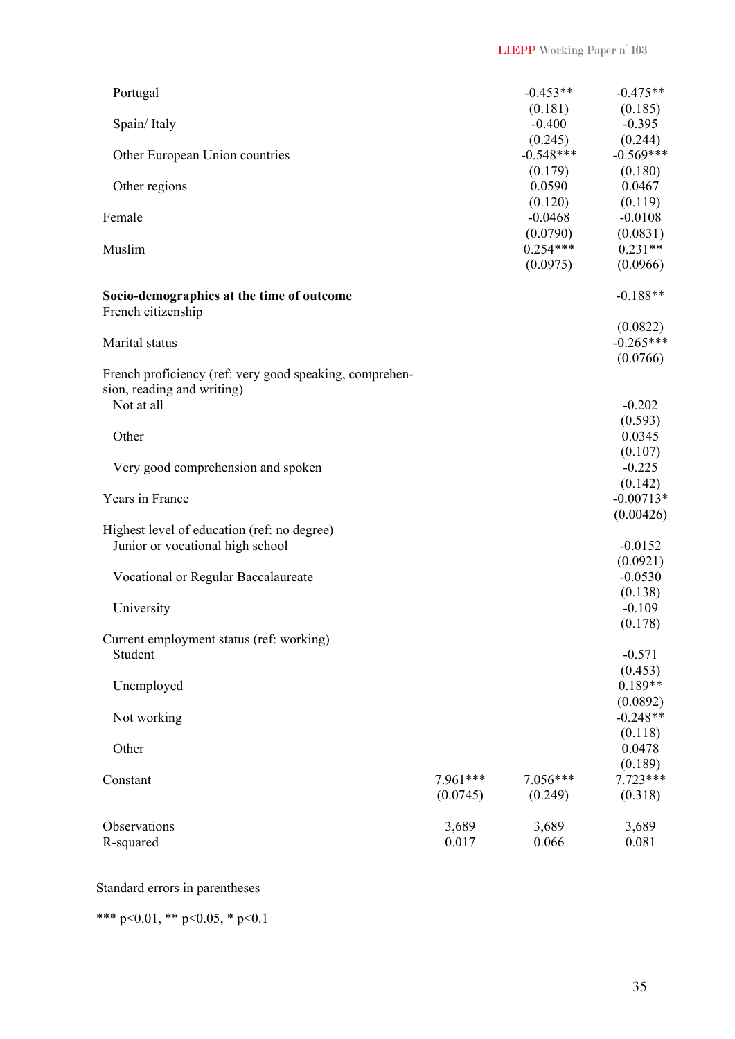| | | | |
|---|---|---|---|
| Portugal | | -0.453** | -0.475** |
| | | (0.181) | (0.185) |
| Spain/ Italy | | -0.400 | -0.395 |
| | | (0.245) | (0.244) |
| Other European Union countries | | -0.548*** | -0.569*** |
| | | (0.179) | (0.180) |
| Other regions | | 0.0590 | 0.0467 |
| | | (0.120) | (0.119) |
| Female | | -0.0468 | -0.0108 |
| | | (0.0790) | (0.0831) |
| Muslim | | 0.254*** | 0.231** |
| | | (0.0975) | (0.0966) |
| **Socio-demographics at the time of outcome** | | | -0.188** |
| French citizenship | | | |
| | | | (0.0822) |
| Marital status | | | -0.265*** |
| | | | (0.0766) |
| French proficiency (ref: very good speaking, comprehension, reading and writing) | | | |
| Not at all | | | -0.202 |
| | | | (0.593) |
| Other | | | 0.0345 |
| | | | (0.107) |
| Very good comprehension and spoken | | | -0.225 |
| | | | (0.142) |
| Years in France | | | -0.00713* |
| | | | (0.00426) |
| Highest level of education (ref: no degree) | | | |
| Junior or vocational high school | | | -0.0152 |
| | | | (0.0921) |
| Vocational or Regular Baccalaureate | | | -0.0530 |
| | | | (0.138) |
| University | | | -0.109 |
| | | | (0.178) |
| Current employment status (ref: working) | | | |
| Student | | | -0.571 |
| | | | (0.453) |
| Unemployed | | | 0.189** |
| | | | (0.0892) |
| Not working | | | -0.248** |
| | | | (0.118) |
| Other | | | 0.0478 |
| | | | (0.189) |
| Constant | 7.961*** | 7.056*** | 7.723*** |
| | (0.0745) | (0.249) | (0.318) |
| Observations | 3,689 | 3,689 | 3,689 |
| R-squared | 0.017 | 0.066 | 0.081 |

Standard errors in parentheses

*** p<0.01, ** p<0.05, * p<0.1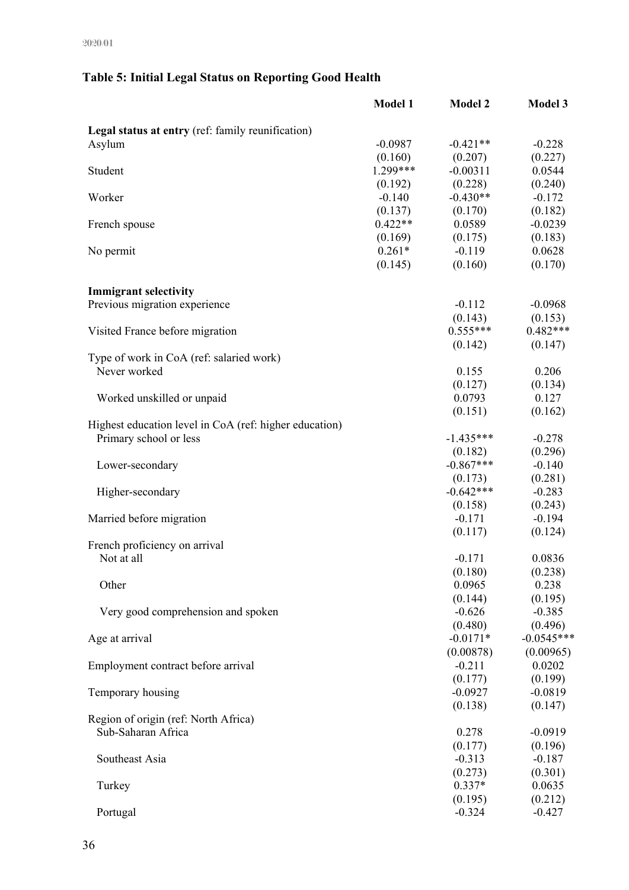**Table 5: Initial Legal Status on Reporting Good Health**

| | Model 1 | Model 2 | Model 3 |
|---|---|---|---|
| **Legal status at entry** (ref: family reunification) | | | |
| Asylum | -0.0987 | -0.421** | -0.228 |
| | (0.160) | (0.207) | (0.227) |
| Student | 1.299*** | -0.00311 | 0.0544 |
| | (0.192) | (0.228) | (0.240) |
| Worker | -0.140 | -0.430** | -0.172 |
| | (0.137) | (0.170) | (0.182) |
| French spouse | 0.422** | 0.0589 | -0.0239 |
| | (0.169) | (0.175) | (0.183) |
| No permit | 0.261* | -0.119 | 0.0628 |
| | (0.145) | (0.160) | (0.170) |
| **Immigrant selectivity** | | | |
| Previous migration experience | | -0.112 | -0.0968 |
| | | (0.143) | (0.153) |
| Visited France before migration | | 0.555*** | 0.482*** |
| | | (0.142) | (0.147) |
| Type of work in CoA (ref: salaried work) | | | |
| Never worked | | 0.155 | 0.206 |
| | | (0.127) | (0.134) |
| Worked unskilled or unpaid | | 0.0793 | 0.127 |
| | | (0.151) | (0.162) |
| Highest education level in CoA (ref: higher education) | | | |
| Primary school or less | | -1.435*** | -0.278 |
| | | (0.182) | (0.296) |
| Lower-secondary | | -0.867*** | -0.140 |
| | | (0.173) | (0.281) |
| Higher-secondary | | -0.642*** | -0.283 |
| | | (0.158) | (0.243) |
| Married before migration | | -0.171 | -0.194 |
| | | (0.117) | (0.124) |
| French proficiency on arrival | | | |
| Not at all | | -0.171 | 0.0836 |
| | | (0.180) | (0.238) |
| Other | | 0.0965 | 0.238 |
| | | (0.144) | (0.195) |
| Very good comprehension and spoken | | -0.626 | -0.385 |
| | | (0.480) | (0.496) |
| Age at arrival | | -0.0171* | -0.0545*** |
| | | (0.00878) | (0.00965) |
| Employment contract before arrival | | -0.211 | 0.0202 |
| | | (0.177) | (0.199) |
| Temporary housing | | -0.0927 | -0.0819 |
| | | (0.138) | (0.147) |
| Region of origin (ref: North Africa) | | | |
| Sub-Saharan Africa | | 0.278 | -0.0919 |
| | | (0.177) | (0.196) |
| Southeast Asia | | -0.313 | -0.187 |
| | | (0.273) | (0.301) |
| Turkey | | 0.337* | 0.0635 |
| | | (0.195) | (0.212) |
| Portugal | | -0.324 | -0.427 |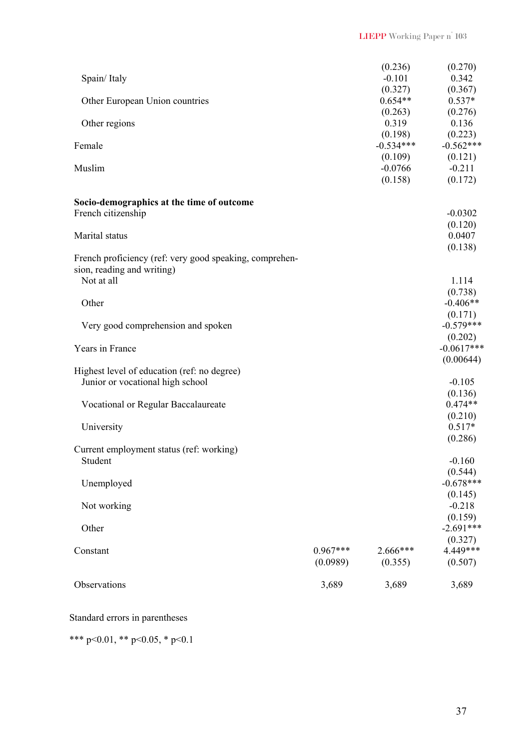| | (1) | (2) | (3) |
|---|---|---|---|
| | | (0.236) | (0.270) |
| Spain/ Italy | | -0.101 | 0.342 |
| | | (0.327) | (0.367) |
| Other European Union countries | | 0.654** | 0.537* |
| | | (0.263) | (0.276) |
| Other regions | | 0.319 | 0.136 |
| | | (0.198) | (0.223) |
| Female | | -0.534*** | -0.562*** |
| | | (0.109) | (0.121) |
| Muslim | | -0.0766 | -0.211 |
| | | (0.158) | (0.172) |
| **Socio-demographics at the time of outcome** | | | |
| French citizenship | | | -0.0302 |
| | | | (0.120) |
| Marital status | | | 0.0407 |
| | | | (0.138) |
| French proficiency (ref: very good speaking, comprehension, reading and writing) | | | |
| Not at all | | | 1.114 |
| | | | (0.738) |
| Other | | | -0.406** |
| | | | (0.171) |
| Very good comprehension and spoken | | | -0.579*** |
| | | | (0.202) |
| Years in France | | | -0.0617*** |
| | | | (0.00644) |
| Highest level of education (ref: no degree) | | | |
| Junior or vocational high school | | | -0.105 |
| | | | (0.136) |
| Vocational or Regular Baccalaureate | | | 0.474** |
| | | | (0.210) |
| University | | | 0.517* |
| | | | (0.286) |
| Current employment status (ref: working) | | | |
| Student | | | -0.160 |
| | | | (0.544) |
| Unemployed | | | -0.678*** |
| | | | (0.145) |
| Not working | | | -0.218 |
| | | | (0.159) |
| Other | | | -2.691*** |
| | | | (0.327) |
| Constant | 0.967*** | 2.666*** | 4.449*** |
| | (0.0989) | (0.355) | (0.507) |
| Observations | 3,689 | 3,689 | 3,689 |

Standard errors in parentheses

*** p<0.01, ** p<0.05, * p<0.1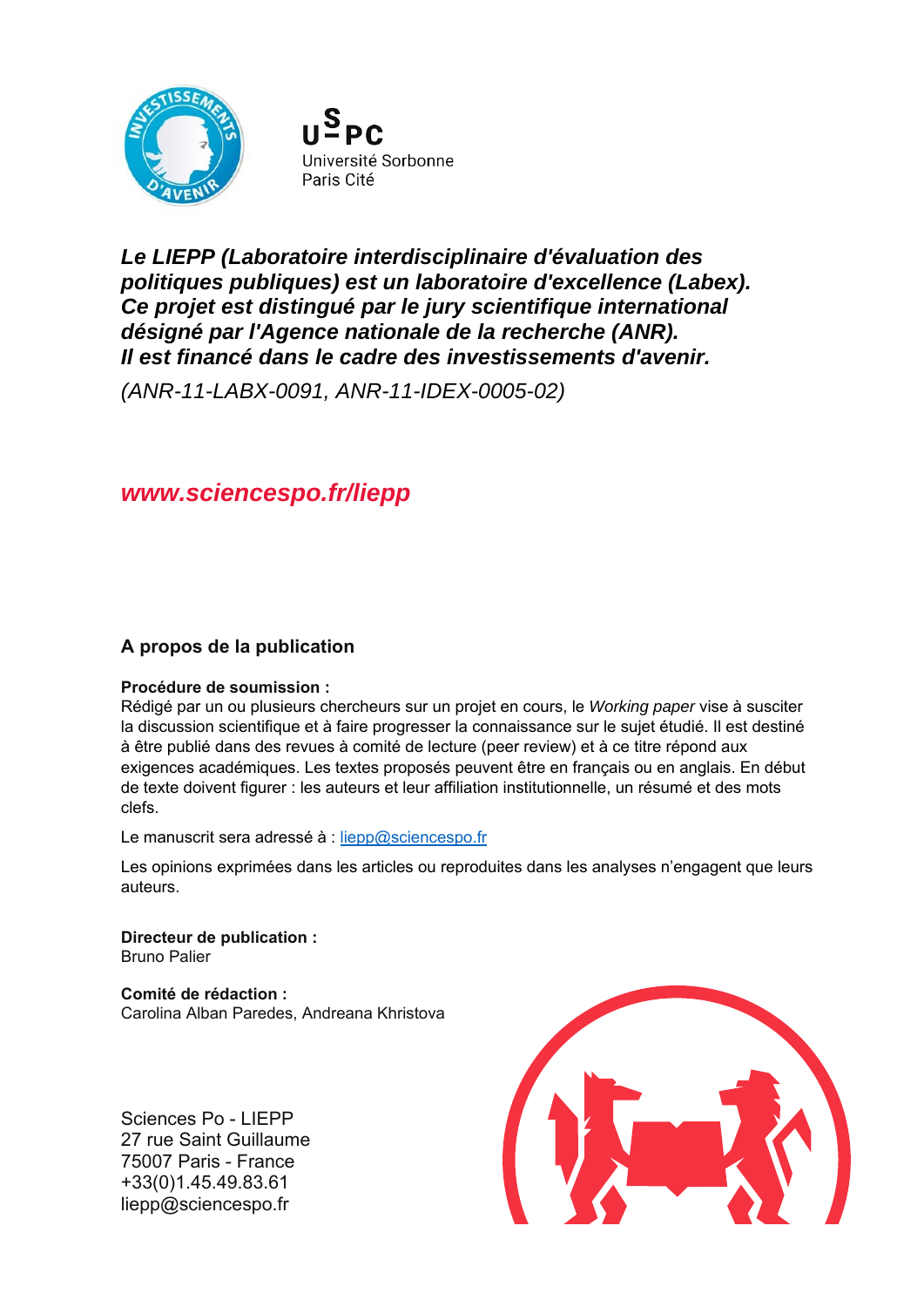USPC
Université Sorbonne
Paris Cité

***Le LIEPP (Laboratoire interdisciplinaire d'évaluation des politiques publiques) est un laboratoire d'excellence (Labex). Ce projet est distingué par le jury scientifique international désigné par l'Agence nationale de la recherche (ANR). Il est financé dans le cadre des investissements d'avenir.***

*(ANR-11-LABX-0091, ANR-11-IDEX-0005-02)*

***www.sciencespo.fr/liepp***

## A propos de la publication

**Procédure de soumission :**
Rédigé par un ou plusieurs chercheurs sur un projet en cours, le *Working paper* vise à susciter la discussion scientifique et à faire progresser la connaissance sur le sujet étudié. Il est destiné à être publié dans des revues à comité de lecture (peer review) et à ce titre répond aux exigences académiques. Les textes proposés peuvent être en français ou en anglais. En début de texte doivent figurer : les auteurs et leur affiliation institutionnelle, un résumé et des mots clefs.

Le manuscrit sera adressé à : liepp@sciencespo.fr

Les opinions exprimées dans les articles ou reproduites dans les analyses n'engagent que leurs auteurs.

**Directeur de publication :**
Bruno Palier

**Comité de rédaction :**
Carolina Alban Paredes, Andreana Khristova

Sciences Po - LIEPP
27 rue Saint Guillaume
75007 Paris - France
+33(0)1.45.49.83.61
liepp@sciencespo.fr